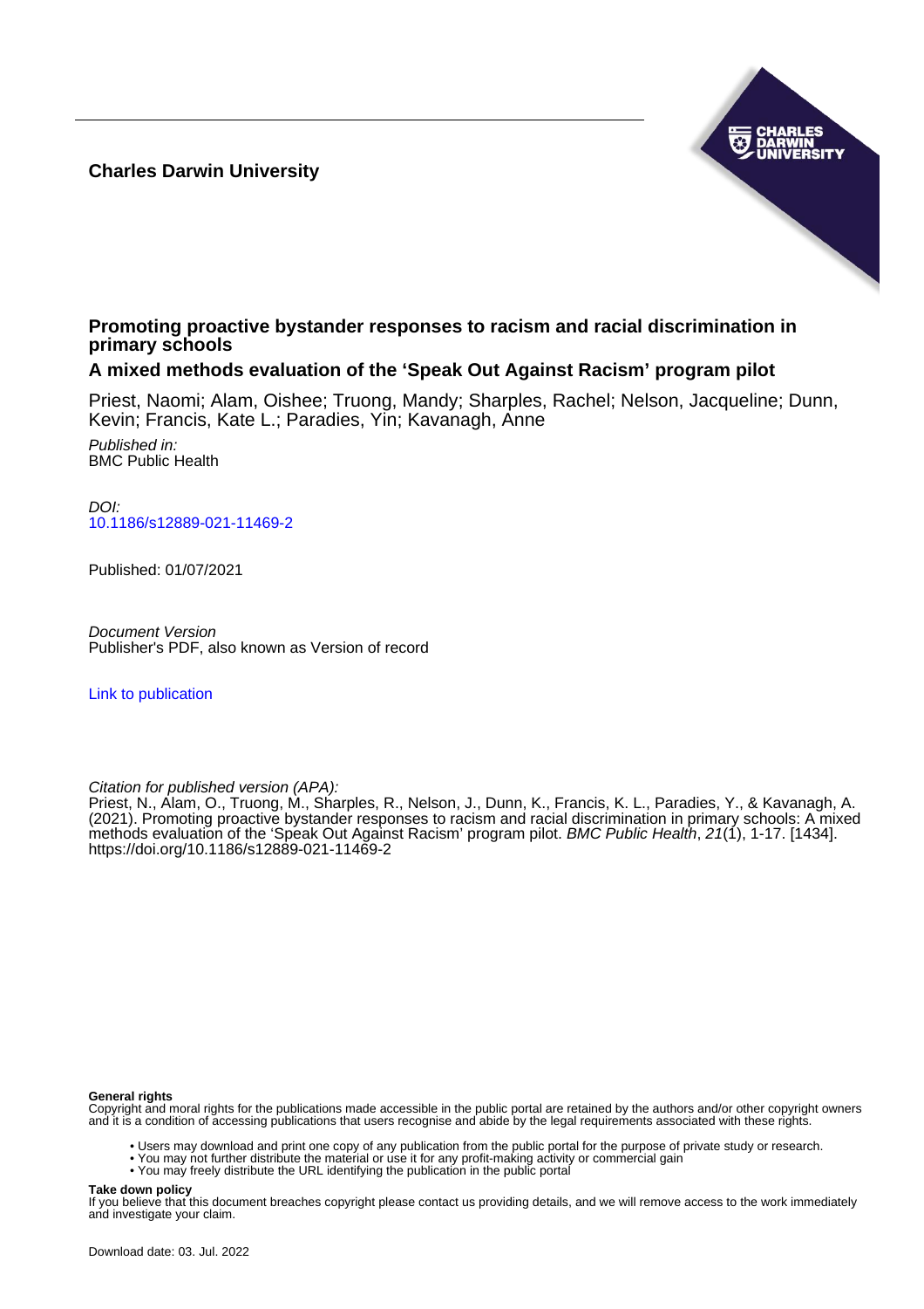**Charles Darwin University**

# Promoting proactive bystander responses to racism and racial discrimination in primary schools

## A mixed methods evaluation of the 'Speak Out Against Racism' program pilot

Priest, Naomi; Alam, Oishee; Truong, Mandy; Sharples, Rachel; Nelson, Jacqueline; Dunn, Kevin; Francis, Kate L.; Paradies, Yin; Kavanagh, Anne

*Published in:*
BMC Public Health

*DOI:*
10.1186/s12889-021-11469-2

Published: 01/07/2021

*Document Version*
Publisher's PDF, also known as Version of record

Link to publication

*Citation for published version (APA):*
Priest, N., Alam, O., Truong, M., Sharples, R., Nelson, J., Dunn, K., Francis, K. L., Paradies, Y., & Kavanagh, A. (2021). Promoting proactive bystander responses to racism and racial discrimination in primary schools: A mixed methods evaluation of the 'Speak Out Against Racism' program pilot. *BMC Public Health*, *21*(1), 1-17. [1434]. https://doi.org/10.1186/s12889-021-11469-2

**General rights**
Copyright and moral rights for the publications made accessible in the public portal are retained by the authors and/or other copyright owners and it is a condition of accessing publications that users recognise and abide by the legal requirements associated with these rights.

- Users may download and print one copy of any publication from the public portal for the purpose of private study or research.
- You may not further distribute the material or use it for any profit-making activity or commercial gain
- You may freely distribute the URL identifying the publication in the public portal

**Take down policy**
If you believe that this document breaches copyright please contact us providing details, and we will remove access to the work immediately and investigate your claim.

Download date: 03. Jul. 2022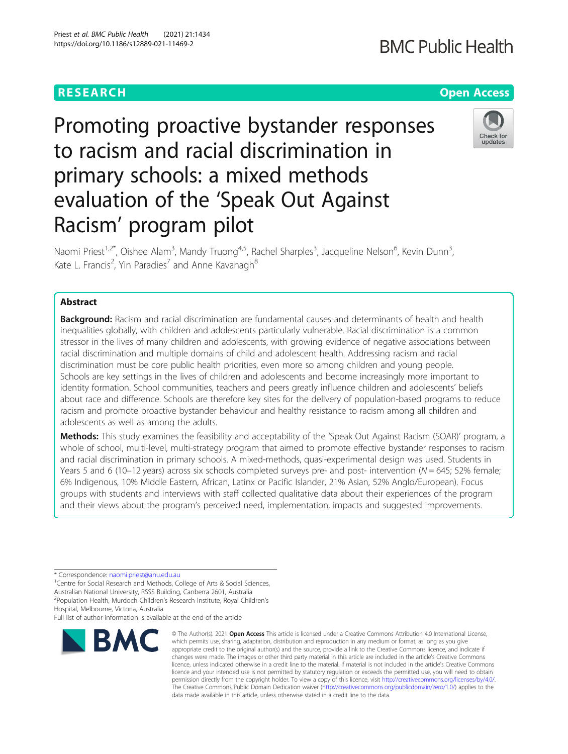# Promoting proactive bystander responses to racism and racial discrimination in primary schools: a mixed methods evaluation of the 'Speak Out Against Racism' program pilot

Naomi Priest[1,2*], Oishee Alam[3], Mandy Truong[4,5], Rachel Sharples[3], Jacqueline Nelson[6], Kevin Dunn[3], Kate L. Francis[2], Yin Paradies[7] and Anne Kavanagh[8]

## Abstract

**Background:** Racism and racial discrimination are fundamental causes and determinants of health and health inequalities globally, with children and adolescents particularly vulnerable. Racial discrimination is a common stressor in the lives of many children and adolescents, with growing evidence of negative associations between racial discrimination and multiple domains of child and adolescent health. Addressing racism and racial discrimination must be core public health priorities, even more so among children and young people. Schools are key settings in the lives of children and adolescents and become increasingly more important to identity formation. School communities, teachers and peers greatly influence children and adolescents' beliefs about race and difference. Schools are therefore key sites for the delivery of population-based programs to reduce racism and promote proactive bystander behaviour and healthy resistance to racism among all children and adolescents as well as among the adults.

**Methods:** This study examines the feasibility and acceptability of the 'Speak Out Against Racism (SOAR)' program, a whole of school, multi-level, multi-strategy program that aimed to promote effective bystander responses to racism and racial discrimination in primary schools. A mixed-methods, quasi-experimental design was used. Students in Years 5 and 6 (10–12 years) across six schools completed surveys pre- and post- intervention (*N* = 645; 52% female; 6% Indigenous, 10% Middle Eastern, African, Latinx or Pacific Islander, 21% Asian, 52% Anglo/European). Focus groups with students and interviews with staff collected qualitative data about their experiences of the program and their views about the program's perceived need, implementation, impacts and suggested improvements.

\* Correspondence: naomi.priest@anu.edu.au
[1]Centre for Social Research and Methods, College of Arts & Social Sciences, Australian National University, RSSS Building, Canberra 2601, Australia
[2]Population Health, Murdoch Children's Research Institute, Royal Children's Hospital, Melbourne, Victoria, Australia
Full list of author information is available at the end of the article

© The Author(s). 2021 **Open Access** This article is licensed under a Creative Commons Attribution 4.0 International License, which permits use, sharing, adaptation, distribution and reproduction in any medium or format, as long as you give appropriate credit to the original author(s) and the source, provide a link to the Creative Commons licence, and indicate if changes were made. The images or other third party material in this article are included in the article's Creative Commons licence, unless indicated otherwise in a credit line to the material. If material is not included in the article's Creative Commons licence and your intended use is not permitted by statutory regulation or exceeds the permitted use, you will need to obtain permission directly from the copyright holder. To view a copy of this licence, visit http://creativecommons.org/licenses/by/4.0/. The Creative Commons Public Domain Dedication waiver (http://creativecommons.org/publicdomain/zero/1.0/) applies to the data made available in this article, unless otherwise stated in a credit line to the data.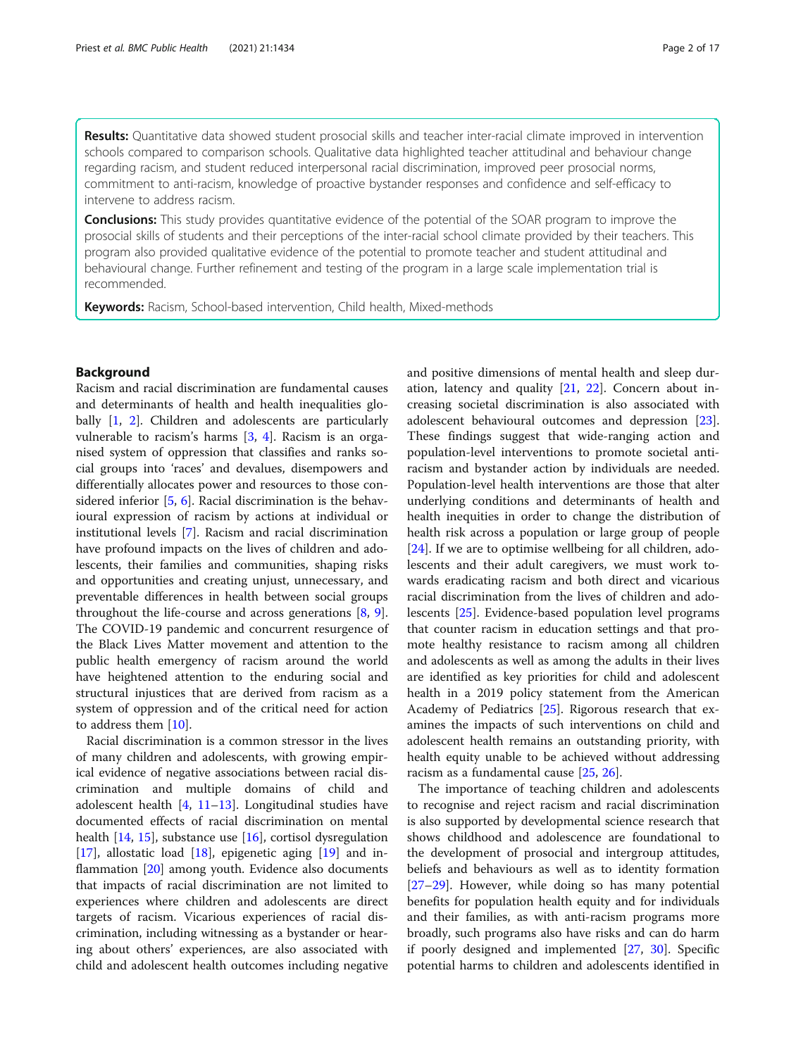**Results:** Quantitative data showed student prosocial skills and teacher inter-racial climate improved in intervention schools compared to comparison schools. Qualitative data highlighted teacher attitudinal and behaviour change regarding racism, and student reduced interpersonal racial discrimination, improved peer prosocial norms, commitment to anti-racism, knowledge of proactive bystander responses and confidence and self-efficacy to intervene to address racism.

**Conclusions:** This study provides quantitative evidence of the potential of the SOAR program to improve the prosocial skills of students and their perceptions of the inter-racial school climate provided by their teachers. This program also provided qualitative evidence of the potential to promote teacher and student attitudinal and behavioural change. Further refinement and testing of the program in a large scale implementation trial is recommended.

**Keywords:** Racism, School-based intervention, Child health, Mixed-methods

## Background

Racism and racial discrimination are fundamental causes and determinants of health and health inequalities globally [1, 2]. Children and adolescents are particularly vulnerable to racism's harms [3, 4]. Racism is an organised system of oppression that classifies and ranks social groups into 'races' and devalues, disempowers and differentially allocates power and resources to those considered inferior [5, 6]. Racial discrimination is the behavioural expression of racism by actions at individual or institutional levels [7]. Racism and racial discrimination have profound impacts on the lives of children and adolescents, their families and communities, shaping risks and opportunities and creating unjust, unnecessary, and preventable differences in health between social groups throughout the life-course and across generations [8, 9]. The COVID-19 pandemic and concurrent resurgence of the Black Lives Matter movement and attention to the public health emergency of racism around the world have heightened attention to the enduring social and structural injustices that are derived from racism as a system of oppression and of the critical need for action to address them [10].

Racial discrimination is a common stressor in the lives of many children and adolescents, with growing empirical evidence of negative associations between racial discrimination and multiple domains of child and adolescent health [4, 11–13]. Longitudinal studies have documented effects of racial discrimination on mental health [14, 15], substance use [16], cortisol dysregulation [17], allostatic load [18], epigenetic aging [19] and inflammation [20] among youth. Evidence also documents that impacts of racial discrimination are not limited to experiences where children and adolescents are direct targets of racism. Vicarious experiences of racial discrimination, including witnessing as a bystander or hearing about others' experiences, are also associated with child and adolescent health outcomes including negative and positive dimensions of mental health and sleep duration, latency and quality [21, 22]. Concern about increasing societal discrimination is also associated with adolescent behavioural outcomes and depression [23]. These findings suggest that wide-ranging action and population-level interventions to promote societal anti-racism and bystander action by individuals are needed. Population-level health interventions are those that alter underlying conditions and determinants of health and health inequities in order to change the distribution of health risk across a population or large group of people [24]. If we are to optimise wellbeing for all children, adolescents and their adult caregivers, we must work towards eradicating racism and both direct and vicarious racial discrimination from the lives of children and adolescents [25]. Evidence-based population level programs that counter racism in education settings and that promote healthy resistance to racism among all children and adolescents as well as among the adults in their lives are identified as key priorities for child and adolescent health in a 2019 policy statement from the American Academy of Pediatrics [25]. Rigorous research that examines the impacts of such interventions on child and adolescent health remains an outstanding priority, with health equity unable to be achieved without addressing racism as a fundamental cause [25, 26].

The importance of teaching children and adolescents to recognise and reject racism and racial discrimination is also supported by developmental science research that shows childhood and adolescence are foundational to the development of prosocial and intergroup attitudes, beliefs and behaviours as well as to identity formation [27–29]. However, while doing so has many potential benefits for population health equity and for individuals and their families, as with anti-racism programs more broadly, such programs also have risks and can do harm if poorly designed and implemented [27, 30]. Specific potential harms to children and adolescents identified in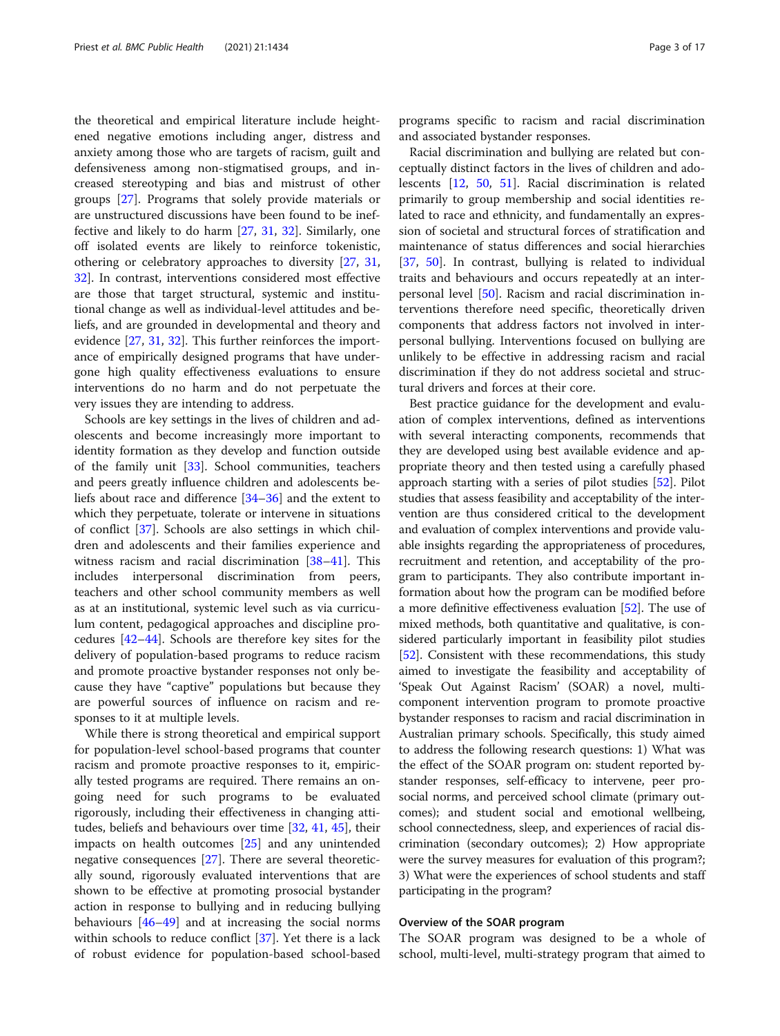the theoretical and empirical literature include heightened negative emotions including anger, distress and anxiety among those who are targets of racism, guilt and defensiveness among non-stigmatised groups, and increased stereotyping and bias and mistrust of other groups [27]. Programs that solely provide materials or are unstructured discussions have been found to be ineffective and likely to do harm [27, 31, 32]. Similarly, one off isolated events are likely to reinforce tokenistic, othering or celebratory approaches to diversity [27, 31, 32]. In contrast, interventions considered most effective are those that target structural, systemic and institutional change as well as individual-level attitudes and beliefs, and are grounded in developmental and theory and evidence [27, 31, 32]. This further reinforces the importance of empirically designed programs that have undergone high quality effectiveness evaluations to ensure interventions do no harm and do not perpetuate the very issues they are intending to address.

Schools are key settings in the lives of children and adolescents and become increasingly more important to identity formation as they develop and function outside of the family unit [33]. School communities, teachers and peers greatly influence children and adolescents beliefs about race and difference [34–36] and the extent to which they perpetuate, tolerate or intervene in situations of conflict [37]. Schools are also settings in which children and adolescents and their families experience and witness racism and racial discrimination [38–41]. This includes interpersonal discrimination from peers, teachers and other school community members as well as at an institutional, systemic level such as via curriculum content, pedagogical approaches and discipline procedures [42–44]. Schools are therefore key sites for the delivery of population-based programs to reduce racism and promote proactive bystander responses not only because they have "captive" populations but because they are powerful sources of influence on racism and responses to it at multiple levels.

While there is strong theoretical and empirical support for population-level school-based programs that counter racism and promote proactive responses to it, empirically tested programs are required. There remains an ongoing need for such programs to be evaluated rigorously, including their effectiveness in changing attitudes, beliefs and behaviours over time [32, 41, 45], their impacts on health outcomes [25] and any unintended negative consequences [27]. There are several theoretically sound, rigorously evaluated interventions that are shown to be effective at promoting prosocial bystander action in response to bullying and in reducing bullying behaviours [46–49] and at increasing the social norms within schools to reduce conflict [37]. Yet there is a lack of robust evidence for population-based school-based programs specific to racism and racial discrimination and associated bystander responses.

Racial discrimination and bullying are related but conceptually distinct factors in the lives of children and adolescents [12, 50, 51]. Racial discrimination is related primarily to group membership and social identities related to race and ethnicity, and fundamentally an expression of societal and structural forces of stratification and maintenance of status differences and social hierarchies [37, 50]. In contrast, bullying is related to individual traits and behaviours and occurs repeatedly at an interpersonal level [50]. Racism and racial discrimination interventions therefore need specific, theoretically driven components that address factors not involved in interpersonal bullying. Interventions focused on bullying are unlikely to be effective in addressing racism and racial discrimination if they do not address societal and structural drivers and forces at their core.

Best practice guidance for the development and evaluation of complex interventions, defined as interventions with several interacting components, recommends that they are developed using best available evidence and appropriate theory and then tested using a carefully phased approach starting with a series of pilot studies [52]. Pilot studies that assess feasibility and acceptability of the intervention are thus considered critical to the development and evaluation of complex interventions and provide valuable insights regarding the appropriateness of procedures, recruitment and retention, and acceptability of the program to participants. They also contribute important information about how the program can be modified before a more definitive effectiveness evaluation [52]. The use of mixed methods, both quantitative and qualitative, is considered particularly important in feasibility pilot studies [52]. Consistent with these recommendations, this study aimed to investigate the feasibility and acceptability of 'Speak Out Against Racism' (SOAR) a novel, multi-component intervention program to promote proactive bystander responses to racism and racial discrimination in Australian primary schools. Specifically, this study aimed to address the following research questions: 1) What was the effect of the SOAR program on: student reported bystander responses, self-efficacy to intervene, peer prosocial norms, and perceived school climate (primary outcomes); and student social and emotional wellbeing, school connectedness, sleep, and experiences of racial discrimination (secondary outcomes); 2) How appropriate were the survey measures for evaluation of this program?; 3) What were the experiences of school students and staff participating in the program?

### Overview of the SOAR program

The SOAR program was designed to be a whole of school, multi-level, multi-strategy program that aimed to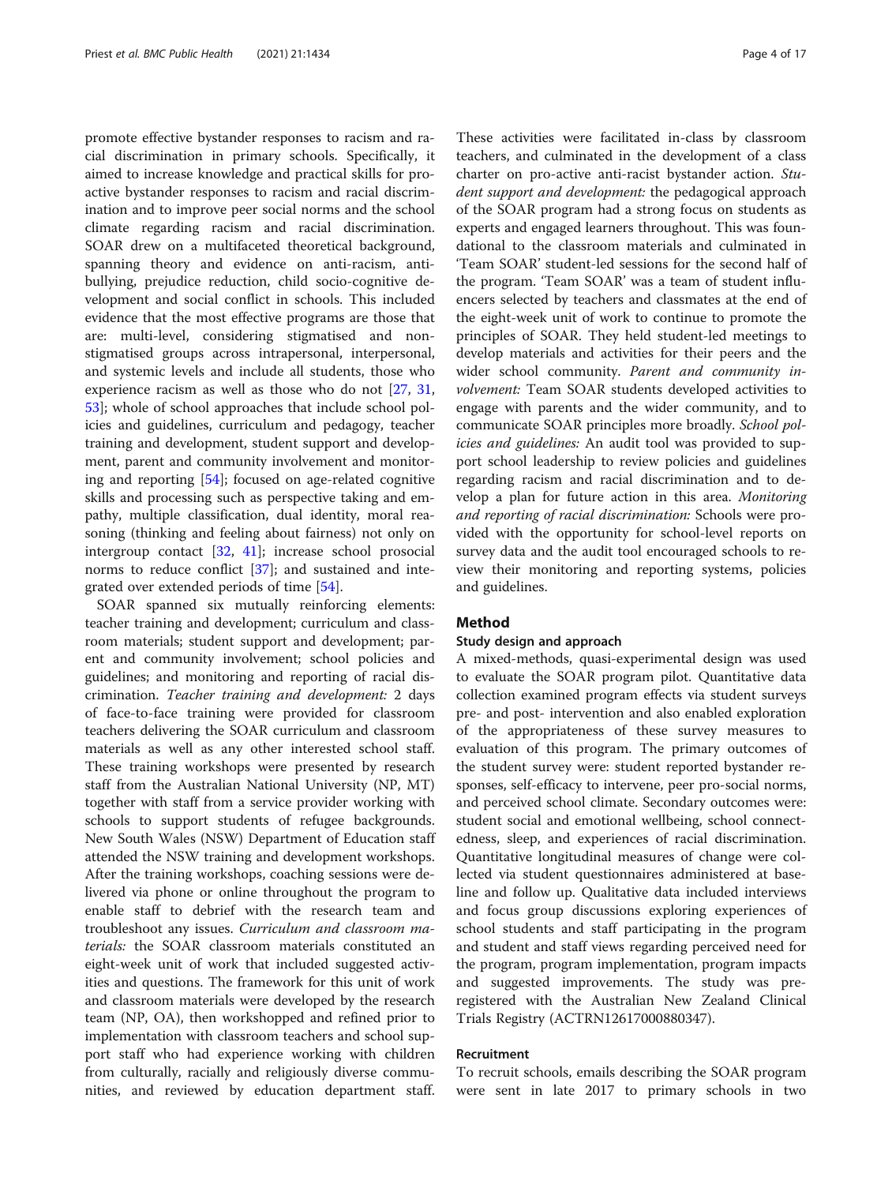promote effective bystander responses to racism and racial discrimination in primary schools. Specifically, it aimed to increase knowledge and practical skills for proactive bystander responses to racism and racial discrimination and to improve peer social norms and the school climate regarding racism and racial discrimination. SOAR drew on a multifaceted theoretical background, spanning theory and evidence on anti-racism, anti-bullying, prejudice reduction, child socio-cognitive development and social conflict in schools. This included evidence that the most effective programs are those that are: multi-level, considering stigmatised and non-stigmatised groups across intrapersonal, interpersonal, and systemic levels and include all students, those who experience racism as well as those who do not [27, 31, 53]; whole of school approaches that include school policies and guidelines, curriculum and pedagogy, teacher training and development, student support and development, parent and community involvement and monitoring and reporting [54]; focused on age-related cognitive skills and processing such as perspective taking and empathy, multiple classification, dual identity, moral reasoning (thinking and feeling about fairness) not only on intergroup contact [32, 41]; increase school prosocial norms to reduce conflict [37]; and sustained and integrated over extended periods of time [54].

SOAR spanned six mutually reinforcing elements: teacher training and development; curriculum and classroom materials; student support and development; parent and community involvement; school policies and guidelines; and monitoring and reporting of racial discrimination. *Teacher training and development:* 2 days of face-to-face training were provided for classroom teachers delivering the SOAR curriculum and classroom materials as well as any other interested school staff. These training workshops were presented by research staff from the Australian National University (NP, MT) together with staff from a service provider working with schools to support students of refugee backgrounds. New South Wales (NSW) Department of Education staff attended the NSW training and development workshops. After the training workshops, coaching sessions were delivered via phone or online throughout the program to enable staff to debrief with the research team and troubleshoot any issues. *Curriculum and classroom materials:* the SOAR classroom materials constituted an eight-week unit of work that included suggested activities and questions. The framework for this unit of work and classroom materials were developed by the research team (NP, OA), then workshopped and refined prior to implementation with classroom teachers and school support staff who had experience working with children from culturally, racially and religiously diverse communities, and reviewed by education department staff. These activities were facilitated in-class by classroom teachers, and culminated in the development of a class charter on pro-active anti-racist bystander action. *Student support and development:* the pedagogical approach of the SOAR program had a strong focus on students as experts and engaged learners throughout. This was foundational to the classroom materials and culminated in 'Team SOAR' student-led sessions for the second half of the program. 'Team SOAR' was a team of student influencers selected by teachers and classmates at the end of the eight-week unit of work to continue to promote the principles of SOAR. They held student-led meetings to develop materials and activities for their peers and the wider school community. *Parent and community involvement:* Team SOAR students developed activities to engage with parents and the wider community, and to communicate SOAR principles more broadly. *School policies and guidelines:* An audit tool was provided to support school leadership to review policies and guidelines regarding racism and racial discrimination and to develop a plan for future action in this area. *Monitoring and reporting of racial discrimination:* Schools were provided with the opportunity for school-level reports on survey data and the audit tool encouraged schools to review their monitoring and reporting systems, policies and guidelines.

## Method

### Study design and approach

A mixed-methods, quasi-experimental design was used to evaluate the SOAR program pilot. Quantitative data collection examined program effects via student surveys pre- and post- intervention and also enabled exploration of the appropriateness of these survey measures to evaluation of this program. The primary outcomes of the student survey were: student reported bystander responses, self-efficacy to intervene, peer pro-social norms, and perceived school climate. Secondary outcomes were: student social and emotional wellbeing, school connectedness, sleep, and experiences of racial discrimination. Quantitative longitudinal measures of change were collected via student questionnaires administered at baseline and follow up. Qualitative data included interviews and focus group discussions exploring experiences of school students and staff participating in the program and student and staff views regarding perceived need for the program, program implementation, program impacts and suggested improvements. The study was pre-registered with the Australian New Zealand Clinical Trials Registry (ACTRN12617000880347).

### Recruitment

To recruit schools, emails describing the SOAR program were sent in late 2017 to primary schools in two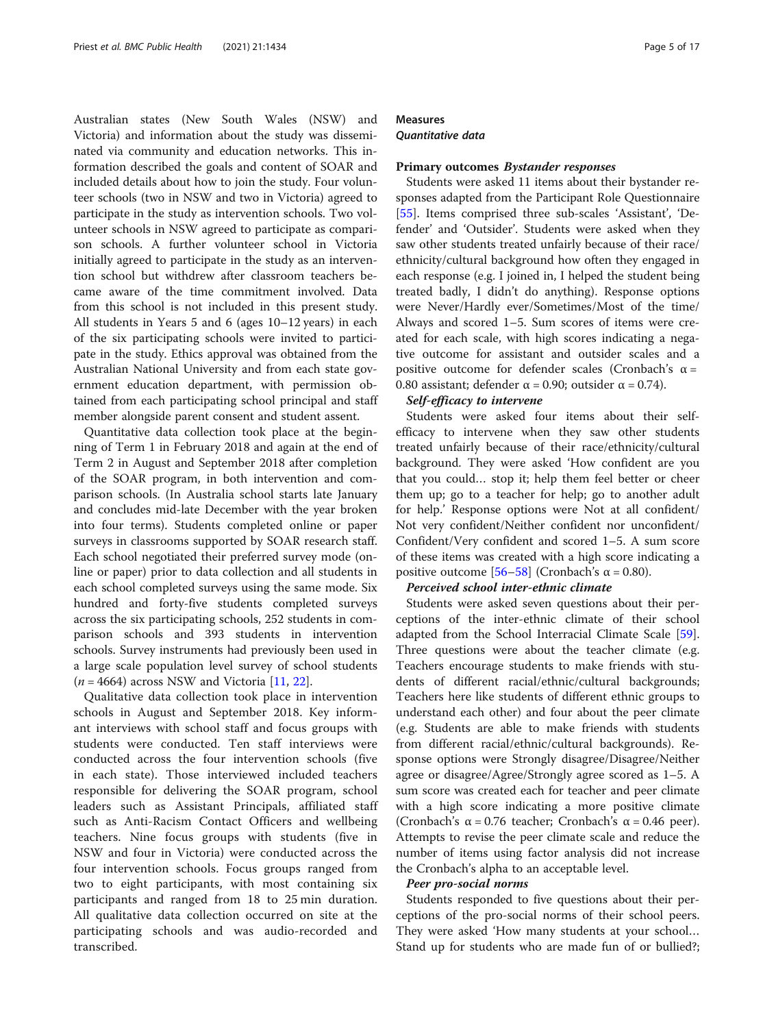Australian states (New South Wales (NSW) and Victoria) and information about the study was disseminated via community and education networks. This information described the goals and content of SOAR and included details about how to join the study. Four volunteer schools (two in NSW and two in Victoria) agreed to participate in the study as intervention schools. Two volunteer schools in NSW agreed to participate as comparison schools. A further volunteer school in Victoria initially agreed to participate in the study as an intervention school but withdrew after classroom teachers became aware of the time commitment involved. Data from this school is not included in this present study. All students in Years 5 and 6 (ages 10–12 years) in each of the six participating schools were invited to participate in the study. Ethics approval was obtained from the Australian National University and from each state government education department, with permission obtained from each participating school principal and staff member alongside parent consent and student assent.

Quantitative data collection took place at the beginning of Term 1 in February 2018 and again at the end of Term 2 in August and September 2018 after completion of the SOAR program, in both intervention and comparison schools. (In Australia school starts late January and concludes mid-late December with the year broken into four terms). Students completed online or paper surveys in classrooms supported by SOAR research staff. Each school negotiated their preferred survey mode (online or paper) prior to data collection and all students in each school completed surveys using the same mode. Six hundred and forty-five students completed surveys across the six participating schools, 252 students in comparison schools and 393 students in intervention schools. Survey instruments had previously been used in a large scale population level survey of school students ($n = 4664$) across NSW and Victoria [11, 22].

Qualitative data collection took place in intervention schools in August and September 2018. Key informant interviews with school staff and focus groups with students were conducted. Ten staff interviews were conducted across the four intervention schools (five in each state). Those interviewed included teachers responsible for delivering the SOAR program, school leaders such as Assistant Principals, affiliated staff such as Anti-Racism Contact Officers and wellbeing teachers. Nine focus groups with students (five in NSW and four in Victoria) were conducted across the four intervention schools. Focus groups ranged from two to eight participants, with most containing six participants and ranged from 18 to 25 min duration. All qualitative data collection occurred on site at the participating schools and was audio-recorded and transcribed.

## Measures

### *Quantitative data*

**Primary outcomes** ***Bystander responses***

Students were asked 11 items about their bystander responses adapted from the Participant Role Questionnaire [55]. Items comprised three sub-scales 'Assistant', 'Defender' and 'Outsider'. Students were asked when they saw other students treated unfairly because of their race/ethnicity/cultural background how often they engaged in each response (e.g. I joined in, I helped the student being treated badly, I didn't do anything). Response options were Never/Hardly ever/Sometimes/Most of the time/Always and scored 1–5. Sum scores of items were created for each scale, with high scores indicating a negative outcome for assistant and outsider scales and a positive outcome for defender scales (Cronbach's $\alpha = 0.80$ assistant; defender $\alpha = 0.90$; outsider $\alpha = 0.74$).

***Self-efficacy to intervene***

Students were asked four items about their self-efficacy to intervene when they saw other students treated unfairly because of their race/ethnicity/cultural background. They were asked 'How confident are you that you could… stop it; help them feel better or cheer them up; go to a teacher for help; go to another adult for help.' Response options were Not at all confident/Not very confident/Neither confident nor unconfident/Confident/Very confident and scored 1–5. A sum score of these items was created with a high score indicating a positive outcome [56–58] (Cronbach's $\alpha = 0.80$).

***Perceived school inter-ethnic climate***

Students were asked seven questions about their perceptions of the inter-ethnic climate of their school adapted from the School Interracial Climate Scale [59]. Three questions were about the teacher climate (e.g. Teachers encourage students to make friends with students of different racial/ethnic/cultural backgrounds; Teachers here like students of different ethnic groups to understand each other) and four about the peer climate (e.g. Students are able to make friends with students from different racial/ethnic/cultural backgrounds). Response options were Strongly disagree/Disagree/Neither agree or disagree/Agree/Strongly agree scored as 1–5. A sum score was created each for teacher and peer climate with a high score indicating a more positive climate (Cronbach's $\alpha = 0.76$ teacher; Cronbach's $\alpha = 0.46$ peer). Attempts to revise the peer climate scale and reduce the number of items using factor analysis did not increase the Cronbach's alpha to an acceptable level.

***Peer pro-social norms***

Students responded to five questions about their perceptions of the pro-social norms of their school peers. They were asked 'How many students at your school… Stand up for students who are made fun of or bullied?;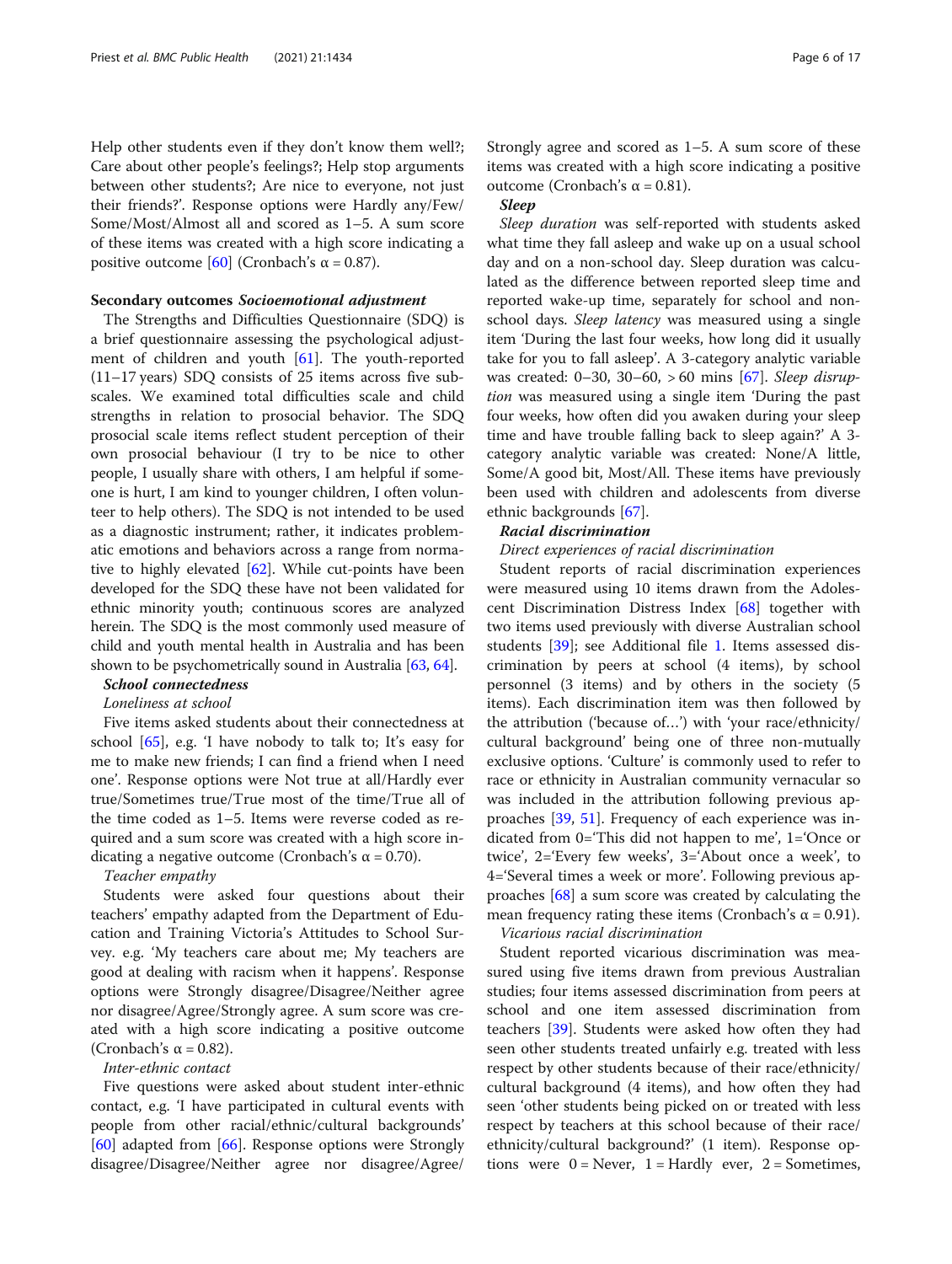Help other students even if they don't know them well?; Care about other people's feelings?; Help stop arguments between other students?; Are nice to everyone, not just their friends?'. Response options were Hardly any/Few/Some/Most/Almost all and scored as 1–5. A sum score of these items was created with a high score indicating a positive outcome [60] (Cronbach's α = 0.87).

#### Secondary outcomes *Socioemotional adjustment*

The Strengths and Difficulties Questionnaire (SDQ) is a brief questionnaire assessing the psychological adjustment of children and youth [61]. The youth-reported (11–17 years) SDQ consists of 25 items across five subscales. We examined total difficulties scale and child strengths in relation to prosocial behavior. The SDQ prosocial scale items reflect student perception of their own prosocial behaviour (I try to be nice to other people, I usually share with others, I am helpful if someone is hurt, I am kind to younger children, I often volunteer to help others). The SDQ is not intended to be used as a diagnostic instrument; rather, it indicates problematic emotions and behaviors across a range from normative to highly elevated [62]. While cut-points have been developed for the SDQ these have not been validated for ethnic minority youth; continuous scores are analyzed herein. The SDQ is the most commonly used measure of child and youth mental health in Australia and has been shown to be psychometrically sound in Australia [63, 64].

##### *School connectedness*

*Loneliness at school*

Five items asked students about their connectedness at school [65], e.g. 'I have nobody to talk to; It's easy for me to make new friends; I can find a friend when I need one'. Response options were Not true at all/Hardly ever true/Sometimes true/True most of the time/True all of the time coded as 1–5. Items were reverse coded as required and a sum score was created with a high score indicating a negative outcome (Cronbach's α = 0.70).

*Teacher empathy*

Students were asked four questions about their teachers' empathy adapted from the Department of Education and Training Victoria's Attitudes to School Survey. e.g. 'My teachers care about me; My teachers are good at dealing with racism when it happens'. Response options were Strongly disagree/Disagree/Neither agree nor disagree/Agree/Strongly agree. A sum score was created with a high score indicating a positive outcome (Cronbach's α = 0.82).

*Inter-ethnic contact*

Five questions were asked about student inter-ethnic contact, e.g. 'I have participated in cultural events with people from other racial/ethnic/cultural backgrounds' [60] adapted from [66]. Response options were Strongly disagree/Disagree/Neither agree nor disagree/Agree/Strongly agree and scored as 1–5. A sum score of these items was created with a high score indicating a positive outcome (Cronbach's α = 0.81).

##### *Sleep*

*Sleep duration* was self-reported with students asked what time they fall asleep and wake up on a usual school day and on a non-school day. Sleep duration was calculated as the difference between reported sleep time and reported wake-up time, separately for school and non-school days. *Sleep latency* was measured using a single item 'During the last four weeks, how long did it usually take for you to fall asleep'. A 3-category analytic variable was created: 0–30, 30–60, > 60 mins [67]. *Sleep disruption* was measured using a single item 'During the past four weeks, how often did you awaken during your sleep time and have trouble falling back to sleep again?' A 3-category analytic variable was created: None/A little, Some/A good bit, Most/All. These items have previously been used with children and adolescents from diverse ethnic backgrounds [67].

##### *Racial discrimination*

*Direct experiences of racial discrimination*

Student reports of racial discrimination experiences were measured using 10 items drawn from the Adolescent Discrimination Distress Index [68] together with two items used previously with diverse Australian school students [39]; see Additional file 1. Items assessed discrimination by peers at school (4 items), by school personnel (3 items) and by others in the society (5 items). Each discrimination item was then followed by the attribution ('because of…') with 'your race/ethnicity/cultural background' being one of three non-mutually exclusive options. 'Culture' is commonly used to refer to race or ethnicity in Australian community vernacular so was included in the attribution following previous approaches [39, 51]. Frequency of each experience was indicated from 0='This did not happen to me', 1='Once or twice', 2='Every few weeks', 3='About once a week', to 4='Several times a week or more'. Following previous approaches [68] a sum score was created by calculating the mean frequency rating these items (Cronbach's α = 0.91).

*Vicarious racial discrimination*

Student reported vicarious discrimination was measured using five items drawn from previous Australian studies; four items assessed discrimination from peers at school and one item assessed discrimination from teachers [39]. Students were asked how often they had seen other students treated unfairly e.g. treated with less respect by other students because of their race/ethnicity/cultural background (4 items), and how often they had seen 'other students being picked on or treated with less respect by teachers at this school because of their race/ethnicity/cultural background?' (1 item). Response options were 0 = Never, 1 = Hardly ever, 2 = Sometimes,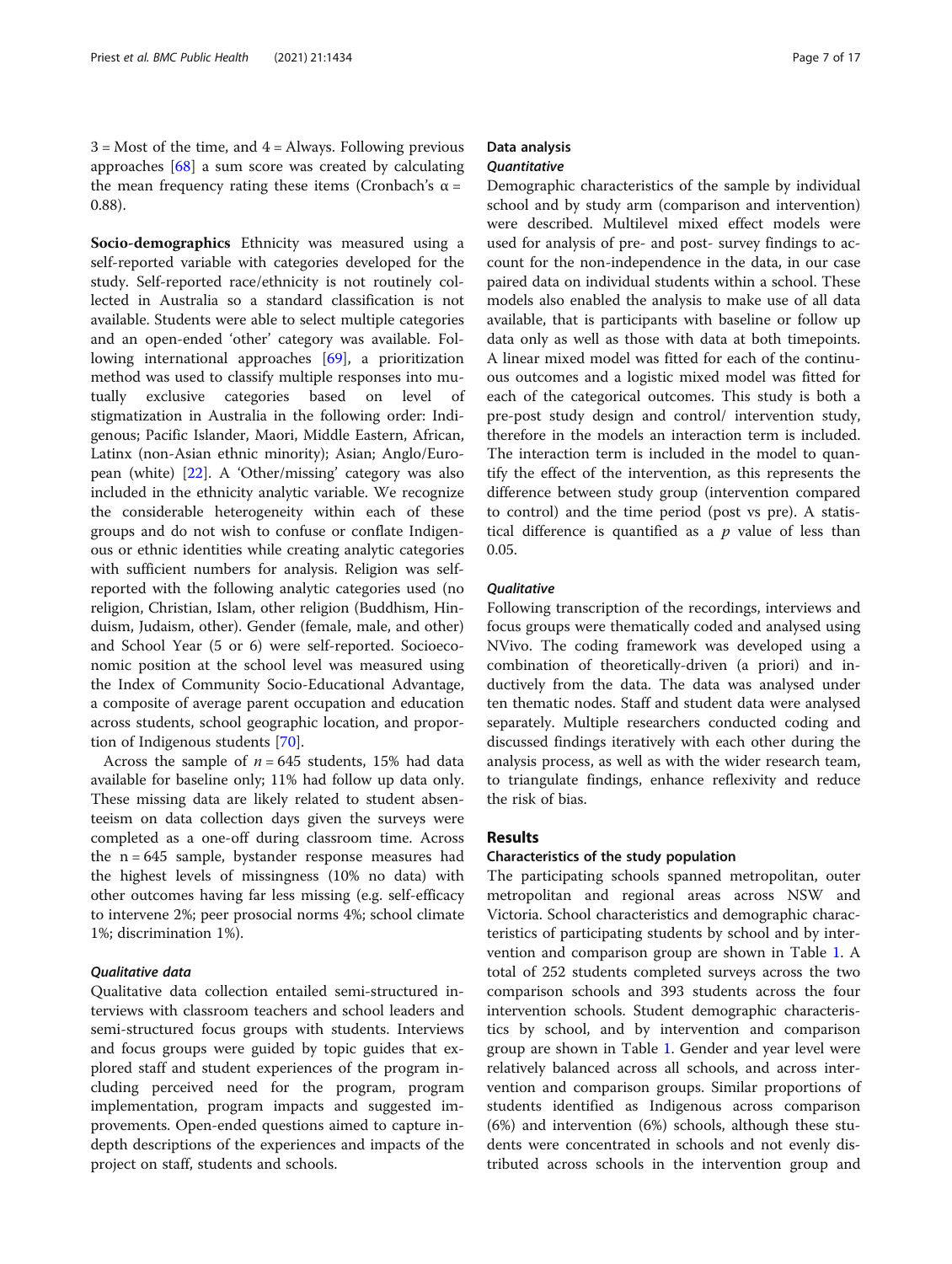3 = Most of the time, and 4 = Always. Following previous approaches [68] a sum score was created by calculating the mean frequency rating these items (Cronbach's α = 0.88).

**Socio-demographics** Ethnicity was measured using a self-reported variable with categories developed for the study. Self-reported race/ethnicity is not routinely collected in Australia so a standard classification is not available. Students were able to select multiple categories and an open-ended 'other' category was available. Following international approaches [69], a prioritization method was used to classify multiple responses into mutually exclusive categories based on level of stigmatization in Australia in the following order: Indigenous; Pacific Islander, Maori, Middle Eastern, African, Latinx (non-Asian ethnic minority); Asian; Anglo/European (white) [22]. A 'Other/missing' category was also included in the ethnicity analytic variable. We recognize the considerable heterogeneity within each of these groups and do not wish to confuse or conflate Indigenous or ethnic identities while creating analytic categories with sufficient numbers for analysis. Religion was self-reported with the following analytic categories used (no religion, Christian, Islam, other religion (Buddhism, Hinduism, Judaism, other). Gender (female, male, and other) and School Year (5 or 6) were self-reported. Socioeconomic position at the school level was measured using the Index of Community Socio-Educational Advantage, a composite of average parent occupation and education across students, school geographic location, and proportion of Indigenous students [70].

Across the sample of $n = 645$ students, 15% had data available for baseline only; 11% had follow up data only. These missing data are likely related to student absenteeism on data collection days given the surveys were completed as a one-off during classroom time. Across the $n = 645$ sample, bystander response measures had the highest levels of missingness (10% no data) with other outcomes having far less missing (e.g. self-efficacy to intervene 2%; peer prosocial norms 4%; school climate 1%; discrimination 1%).

### *Qualitative data*

Qualitative data collection entailed semi-structured interviews with classroom teachers and school leaders and semi-structured focus groups with students. Interviews and focus groups were guided by topic guides that explored staff and student experiences of the program including perceived need for the program, program implementation, program impacts and suggested improvements. Open-ended questions aimed to capture in-depth descriptions of the experiences and impacts of the project on staff, students and schools.

## Data analysis

### *Quantitative*

Demographic characteristics of the sample by individual school and by study arm (comparison and intervention) were described. Multilevel mixed effect models were used for analysis of pre- and post- survey findings to account for the non-independence in the data, in our case paired data on individual students within a school. These models also enabled the analysis to make use of all data available, that is participants with baseline or follow up data only as well as those with data at both timepoints. A linear mixed model was fitted for each of the continuous outcomes and a logistic mixed model was fitted for each of the categorical outcomes. This study is both a pre-post study design and control/ intervention study, therefore in the models an interaction term is included. The interaction term is included in the model to quantify the effect of the intervention, as this represents the difference between study group (intervention compared to control) and the time period (post vs pre). A statistical difference is quantified as a $p$ value of less than 0.05.

### *Qualitative*

Following transcription of the recordings, interviews and focus groups were thematically coded and analysed using NVivo. The coding framework was developed using a combination of theoretically-driven (a priori) and inductively from the data. The data was analysed under ten thematic nodes. Staff and student data were analysed separately. Multiple researchers conducted coding and discussed findings iteratively with each other during the analysis process, as well as with the wider research team, to triangulate findings, enhance reflexivity and reduce the risk of bias.

## Results

### Characteristics of the study population

The participating schools spanned metropolitan, outer metropolitan and regional areas across NSW and Victoria. School characteristics and demographic characteristics of participating students by school and by intervention and comparison group are shown in Table 1. A total of 252 students completed surveys across the two comparison schools and 393 students across the four intervention schools. Student demographic characteristics by school, and by intervention and comparison group are shown in Table 1. Gender and year level were relatively balanced across all schools, and across intervention and comparison groups. Similar proportions of students identified as Indigenous across comparison (6%) and intervention (6%) schools, although these students were concentrated in schools and not evenly distributed across schools in the intervention group and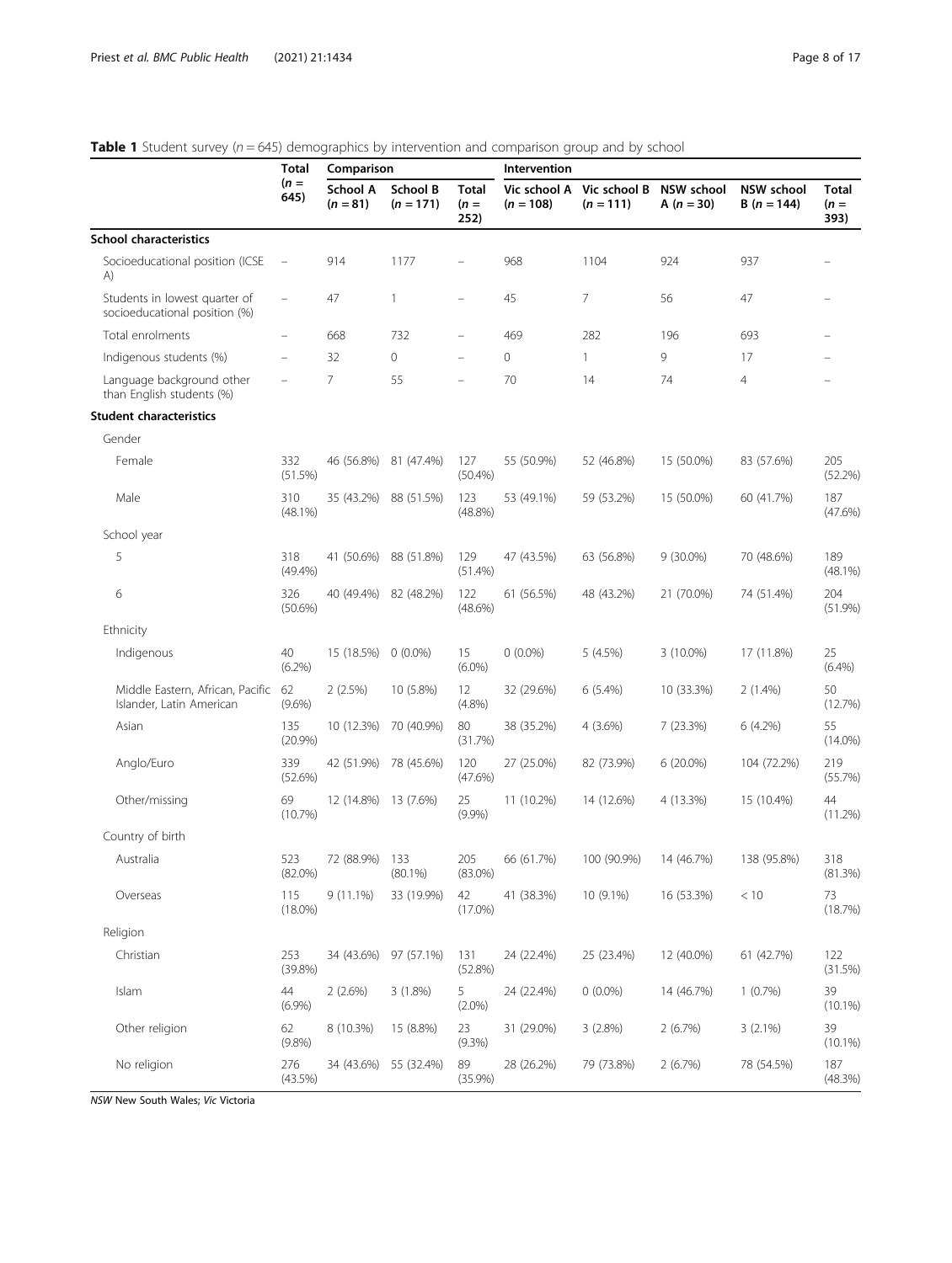**Table 1** Student survey ($n = 645$) demographics by intervention and comparison group and by school

| | Total ($n$ = 645) | Comparison | | | Intervention | | | | |
|---|---|---|---|---|---|---|---|---|---|
| | | School A ($n$ = 81) | School B ($n$ = 171) | Total ($n$ = 252) | Vic school A ($n$ = 108) | Vic school B ($n$ = 111) | NSW school A ($n$ = 30) | NSW school B ($n$ = 144) | Total ($n$ = 393) |
| **School characteristics** | | | | | | | | | |
| Socioeducational position (ICSEA) | – | 914 | 1177 | – | 968 | 1104 | 924 | 937 | – |
| Students in lowest quarter of socioeducational position (%) | – | 47 | 1 | – | 45 | 7 | 56 | 47 | – |
| Total enrolments | – | 668 | 732 | – | 469 | 282 | 196 | 693 | – |
| Indigenous students (%) | – | 32 | 0 | – | 0 | 1 | 9 | 17 | – |
| Language background other than English students (%) | – | 7 | 55 | – | 70 | 14 | 74 | 4 | – |
| **Student characteristics** | | | | | | | | | |
| Gender | | | | | | | | | |
| Female | 332 (51.5%) | 46 (56.8%) | 81 (47.4%) | 127 (50.4%) | 55 (50.9%) | 52 (46.8%) | 15 (50.0%) | 83 (57.6%) | 205 (52.2%) |
| Male | 310 (48.1%) | 35 (43.2%) | 88 (51.5%) | 123 (48.8%) | 53 (49.1%) | 59 (53.2%) | 15 (50.0%) | 60 (41.7%) | 187 (47.6%) |
| School year | | | | | | | | | |
| 5 | 318 (49.4%) | 41 (50.6%) | 88 (51.8%) | 129 (51.4%) | 47 (43.5%) | 63 (56.8%) | 9 (30.0%) | 70 (48.6%) | 189 (48.1%) |
| 6 | 326 (50.6%) | 40 (49.4%) | 82 (48.2%) | 122 (48.6%) | 61 (56.5%) | 48 (43.2%) | 21 (70.0%) | 74 (51.4%) | 204 (51.9%) |
| Ethnicity | | | | | | | | | |
| Indigenous | 40 (6.2%) | 15 (18.5%) | 0 (0.0%) | 15 (6.0%) | 0 (0.0%) | 5 (4.5%) | 3 (10.0%) | 17 (11.8%) | 25 (6.4%) |
| Middle Eastern, African, Pacific Islander, Latin American | 62 (9.6%) | 2 (2.5%) | 10 (5.8%) | 12 (4.8%) | 32 (29.6%) | 6 (5.4%) | 10 (33.3%) | 2 (1.4%) | 50 (12.7%) |
| Asian | 135 (20.9%) | 10 (12.3%) | 70 (40.9%) | 80 (31.7%) | 38 (35.2%) | 4 (3.6%) | 7 (23.3%) | 6 (4.2%) | 55 (14.0%) |
| Anglo/Euro | 339 (52.6%) | 42 (51.9%) | 78 (45.6%) | 120 (47.6%) | 27 (25.0%) | 82 (73.9%) | 6 (20.0%) | 104 (72.2%) | 219 (55.7%) |
| Other/missing | 69 (10.7%) | 12 (14.8%) | 13 (7.6%) | 25 (9.9%) | 11 (10.2%) | 14 (12.6%) | 4 (13.3%) | 15 (10.4%) | 44 (11.2%) |
| Country of birth | | | | | | | | | |
| Australia | 523 (82.0%) | 72 (88.9%) | 133 (80.1%) | 205 (83.0%) | 66 (61.7%) | 100 (90.9%) | 14 (46.7%) | 138 (95.8%) | 318 (81.3%) |
| Overseas | 115 (18.0%) | 9 (11.1%) | 33 (19.9%) | 42 (17.0%) | 41 (38.3%) | 10 (9.1%) | 16 (53.3%) | < 10 | 73 (18.7%) |
| Religion | | | | | | | | | |
| Christian | 253 (39.8%) | 34 (43.6%) | 97 (57.1%) | 131 (52.8%) | 24 (22.4%) | 25 (23.4%) | 12 (40.0%) | 61 (42.7%) | 122 (31.5%) |
| Islam | 44 (6.9%) | 2 (2.6%) | 3 (1.8%) | 5 (2.0%) | 24 (22.4%) | 0 (0.0%) | 14 (46.7%) | 1 (0.7%) | 39 (10.1%) |
| Other religion | 62 (9.8%) | 8 (10.3%) | 15 (8.8%) | 23 (9.3%) | 31 (29.0%) | 3 (2.8%) | 2 (6.7%) | 3 (2.1%) | 39 (10.1%) |
| No religion | 276 (43.5%) | 34 (43.6%) | 55 (32.4%) | 89 (35.9%) | 28 (26.2%) | 79 (73.8%) | 2 (6.7%) | 78 (54.5%) | 187 (48.3%) |

*NSW* New South Wales; *Vic* Victoria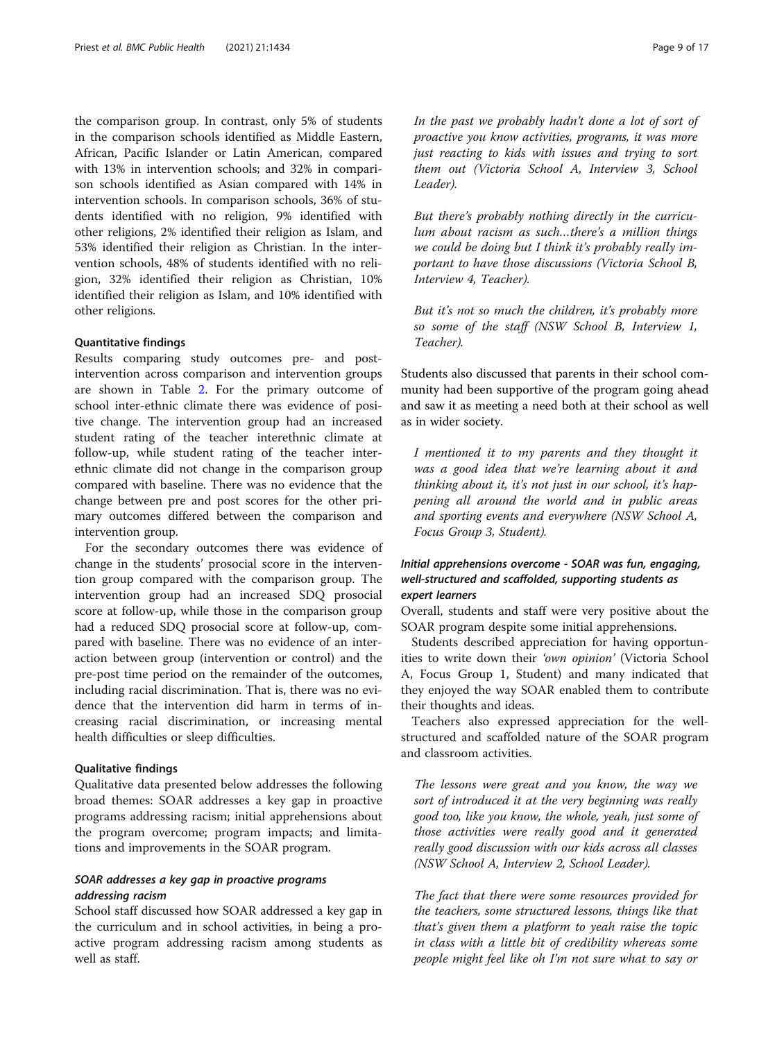the comparison group. In contrast, only 5% of students in the comparison schools identified as Middle Eastern, African, Pacific Islander or Latin American, compared with 13% in intervention schools; and 32% in comparison schools identified as Asian compared with 14% in intervention schools. In comparison schools, 36% of students identified with no religion, 9% identified with other religions, 2% identified their religion as Islam, and 53% identified their religion as Christian. In the intervention schools, 48% of students identified with no religion, 32% identified their religion as Christian, 10% identified their religion as Islam, and 10% identified with other religions.

#### Quantitative findings

Results comparing study outcomes pre- and post-intervention across comparison and intervention groups are shown in Table 2. For the primary outcome of school inter-ethnic climate there was evidence of positive change. The intervention group had an increased student rating of the teacher interethnic climate at follow-up, while student rating of the teacher interethnic climate did not change in the comparison group compared with baseline. There was no evidence that the change between pre and post scores for the other primary outcomes differed between the comparison and intervention group.

For the secondary outcomes there was evidence of change in the students' prosocial score in the intervention group compared with the comparison group. The intervention group had an increased SDQ prosocial score at follow-up, while those in the comparison group had a reduced SDQ prosocial score at follow-up, compared with baseline. There was no evidence of an interaction between group (intervention or control) and the pre-post time period on the remainder of the outcomes, including racial discrimination. That is, there was no evidence that the intervention did harm in terms of increasing racial discrimination, or increasing mental health difficulties or sleep difficulties.

#### Qualitative findings

Qualitative data presented below addresses the following broad themes: SOAR addresses a key gap in proactive programs addressing racism; initial apprehensions about the program overcome; program impacts; and limitations and improvements in the SOAR program.

##### *SOAR addresses a key gap in proactive programs addressing racism*

School staff discussed how SOAR addressed a key gap in the curriculum and in school activities, in being a proactive program addressing racism among students as well as staff.

> *In the past we probably hadn't done a lot of sort of proactive you know activities, programs, it was more just reacting to kids with issues and trying to sort them out (Victoria School A, Interview 3, School Leader).*

> *But there's probably nothing directly in the curriculum about racism as such…there's a million things we could be doing but I think it's probably really important to have those discussions (Victoria School B, Interview 4, Teacher).*

> *But it's not so much the children, it's probably more so some of the staff (NSW School B, Interview 1, Teacher).*

Students also discussed that parents in their school community had been supportive of the program going ahead and saw it as meeting a need both at their school as well as in wider society.

> *I mentioned it to my parents and they thought it was a good idea that we're learning about it and thinking about it, it's not just in our school, it's happening all around the world and in public areas and sporting events and everywhere (NSW School A, Focus Group 3, Student).*

##### *Initial apprehensions overcome - SOAR was fun, engaging, well-structured and scaffolded, supporting students as expert learners*

Overall, students and staff were very positive about the SOAR program despite some initial apprehensions.

Students described appreciation for having opportunities to write down their *'own opinion'* (Victoria School A, Focus Group 1, Student) and many indicated that they enjoyed the way SOAR enabled them to contribute their thoughts and ideas.

Teachers also expressed appreciation for the well-structured and scaffolded nature of the SOAR program and classroom activities.

> *The lessons were great and you know, the way we sort of introduced it at the very beginning was really good too, like you know, the whole, yeah, just some of those activities were really good and it generated really good discussion with our kids across all classes (NSW School A, Interview 2, School Leader).*

> *The fact that there were some resources provided for the teachers, some structured lessons, things like that that's given them a platform to yeah raise the topic in class with a little bit of credibility whereas some people might feel like oh I'm not sure what to say or*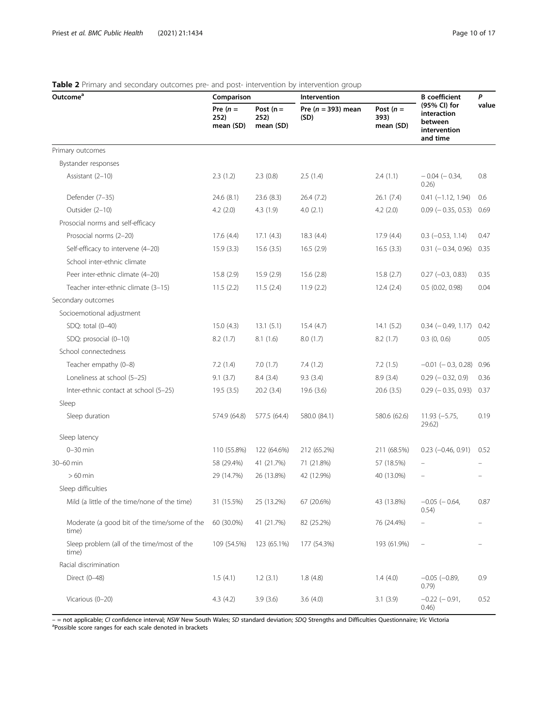**Table 2** Primary and secondary outcomes pre- and post- intervention by intervention group

| Outcome[a] | Comparison | | Intervention | | B coefficient (95% CI) for interaction between intervention and time | P value |
|---|---|---|---|---|---|---|
| | Pre (*n* = 252) mean (SD) | Post (*n* = 252) mean (SD) | Pre (*n* = 393) mean (SD) | Post (*n* = 393) mean (SD) | | |
| Primary outcomes | | | | | | |
| Bystander responses | | | | | | |
| Assistant (2–10) | 2.3 (1.2) | 2.3 (0.8) | 2.5 (1.4) | 2.4 (1.1) | − 0.04 (− 0.34, 0.26) | 0.8 |
| Defender (7–35) | 24.6 (8.1) | 23.6 (8.3) | 26.4 (7.2) | 26.1 (7.4) | 0.41 (−1.12, 1.94) | 0.6 |
| Outsider (2–10) | 4.2 (2.0) | 4.3 (1.9) | 4.0 (2.1) | 4.2 (2.0) | 0.09 (− 0.35, 0.53) | 0.69 |
| Prosocial norms and self-efficacy | | | | | | |
| Prosocial norms (2–20) | 17.6 (4.4) | 17.1 (4.3) | 18.3 (4.4) | 17.9 (4.4) | 0.3 (−0.53, 1.14) | 0.47 |
| Self-efficacy to intervene (4–20) | 15.9 (3.3) | 15.6 (3.5) | 16.5 (2.9) | 16.5 (3.3) | 0.31 (− 0.34, 0.96) | 0.35 |
| School inter-ethnic climate | | | | | | |
| Peer inter-ethnic climate (4–20) | 15.8 (2.9) | 15.9 (2.9) | 15.6 (2.8) | 15.8 (2.7) | 0.27 (−0.3, 0.83) | 0.35 |
| Teacher inter-ethnic climate (3–15) | 11.5 (2.2) | 11.5 (2.4) | 11.9 (2.2) | 12.4 (2.4) | 0.5 (0.02, 0.98) | 0.04 |
| Secondary outcomes | | | | | | |
| Socioemotional adjustment | | | | | | |
| SDQ: total (0–40) | 15.0 (4.3) | 13.1 (5.1) | 15.4 (4.7) | 14.1 (5.2) | 0.34 (− 0.49, 1.17) | 0.42 |
| SDQ: prosocial (0–10) | 8.2 (1.7) | 8.1 (1.6) | 8.0 (1.7) | 8.2 (1.7) | 0.3 (0, 0.6) | 0.05 |
| School connectedness | | | | | | |
| Teacher empathy (0–8) | 7.2 (1.4) | 7.0 (1.7) | 7.4 (1.2) | 7.2 (1.5) | −0.01 (− 0.3, 0.28) | 0.96 |
| Loneliness at school (5–25) | 9.1 (3.7) | 8.4 (3.4) | 9.3 (3.4) | 8.9 (3.4) | 0.29 (− 0.32, 0.9) | 0.36 |
| Inter-ethnic contact at school (5–25) | 19.5 (3.5) | 20.2 (3.4) | 19.6 (3.6) | 20.6 (3.5) | 0.29 (− 0.35, 0.93) | 0.37 |
| Sleep | | | | | | |
| Sleep duration | 574.9 (64.8) | 577.5 (64.4) | 580.0 (84.1) | 580.6 (62.6) | 11.93 (−5.75, 29.62) | 0.19 |
| Sleep latency | | | | | | |
| 0–30 min | 110 (55.8%) | 122 (64.6%) | 212 (65.2%) | 211 (68.5%) | 0.23 (−0.46, 0.91) | 0.52 |
| 30–60 min | 58 (29.4%) | 41 (21.7%) | 71 (21.8%) | 57 (18.5%) | – | – |
| > 60 min | 29 (14.7%) | 26 (13.8%) | 42 (12.9%) | 40 (13.0%) | – | – |
| Sleep difficulties | | | | | | |
| Mild (a little of the time/none of the time) | 31 (15.5%) | 25 (13.2%) | 67 (20.6%) | 43 (13.8%) | −0.05 (− 0.64, 0.54) | 0.87 |
| Moderate (a good bit of the time/some of the time) | 60 (30.0%) | 41 (21.7%) | 82 (25.2%) | 76 (24.4%) | – | – |
| Sleep problem (all of the time/most of the time) | 109 (54.5%) | 123 (65.1%) | 177 (54.3%) | 193 (61.9%) | – | – |
| Racial discrimination | | | | | | |
| Direct (0–48) | 1.5 (4.1) | 1.2 (3.1) | 1.8 (4.8) | 1.4 (4.0) | −0.05 (−0.89, 0.79) | 0.9 |
| Vicarious (0–20) | 4.3 (4.2) | 3.9 (3.6) | 3.6 (4.0) | 3.1 (3.9) | −0.22 (− 0.91, 0.46) | 0.52 |

– = not applicable; *CI* confidence interval; *NSW* New South Wales; *SD* standard deviation; *SDQ* Strengths and Difficulties Questionnaire; *Vic* Victoria
[a]Possible score ranges for each scale denoted in brackets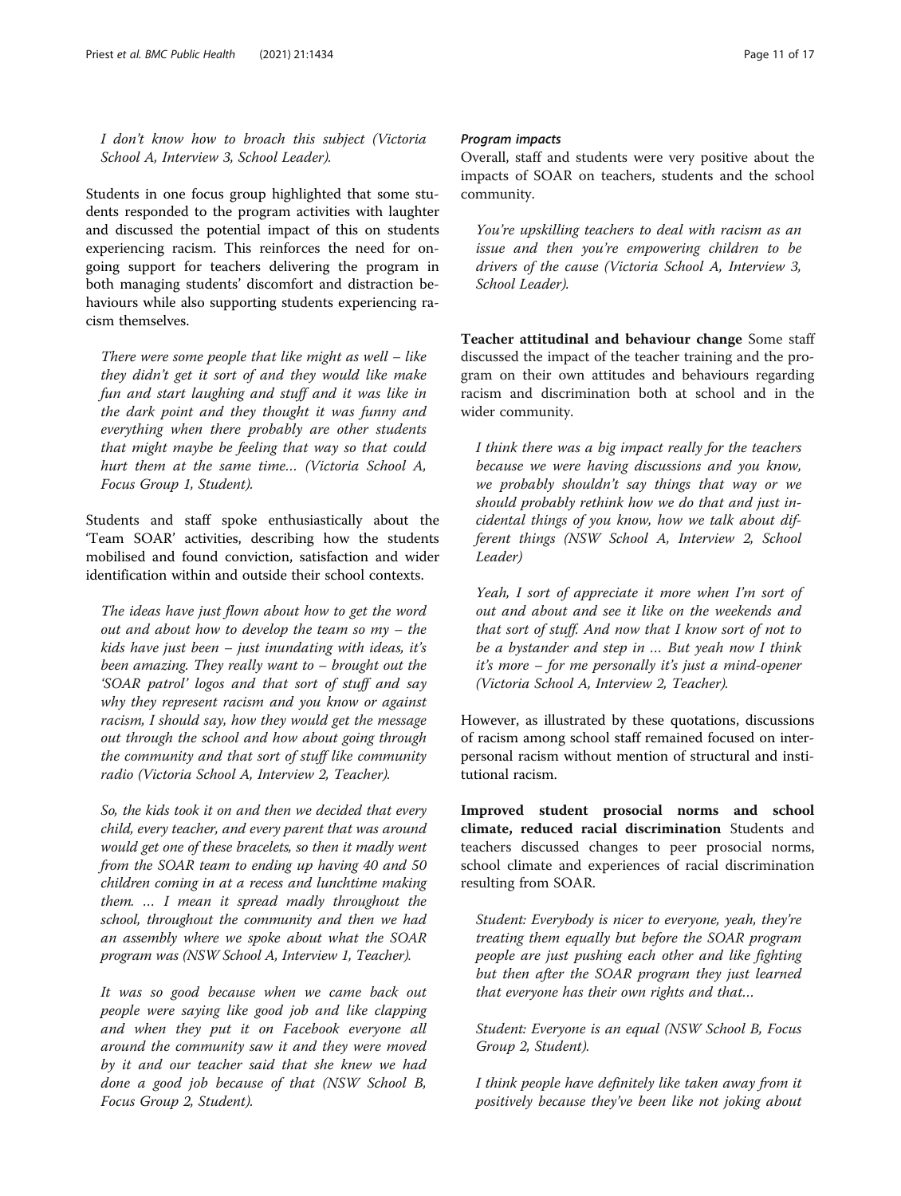*I don't know how to broach this subject (Victoria School A, Interview 3, School Leader).*

Students in one focus group highlighted that some students responded to the program activities with laughter and discussed the potential impact of this on students experiencing racism. This reinforces the need for ongoing support for teachers delivering the program in both managing students' discomfort and distraction behaviours while also supporting students experiencing racism themselves.

*There were some people that like might as well – like they didn't get it sort of and they would like make fun and start laughing and stuff and it was like in the dark point and they thought it was funny and everything when there probably are other students that might maybe be feeling that way so that could hurt them at the same time… (Victoria School A, Focus Group 1, Student).*

Students and staff spoke enthusiastically about the 'Team SOAR' activities, describing how the students mobilised and found conviction, satisfaction and wider identification within and outside their school contexts.

*The ideas have just flown about how to get the word out and about how to develop the team so my – the kids have just been – just inundating with ideas, it's been amazing. They really want to – brought out the 'SOAR patrol' logos and that sort of stuff and say why they represent racism and you know or against racism, I should say, how they would get the message out through the school and how about going through the community and that sort of stuff like community radio (Victoria School A, Interview 2, Teacher).*

*So, the kids took it on and then we decided that every child, every teacher, and every parent that was around would get one of these bracelets, so then it madly went from the SOAR team to ending up having 40 and 50 children coming in at a recess and lunchtime making them. … I mean it spread madly throughout the school, throughout the community and then we had an assembly where we spoke about what the SOAR program was (NSW School A, Interview 1, Teacher).*

*It was so good because when we came back out people were saying like good job and like clapping and when they put it on Facebook everyone all around the community saw it and they were moved by it and our teacher said that she knew we had done a good job because of that (NSW School B, Focus Group 2, Student).*

#### Program impacts

Overall, staff and students were very positive about the impacts of SOAR on teachers, students and the school community.

*You're upskilling teachers to deal with racism as an issue and then you're empowering children to be drivers of the cause (Victoria School A, Interview 3, School Leader).*

**Teacher attitudinal and behaviour change** Some staff discussed the impact of the teacher training and the program on their own attitudes and behaviours regarding racism and discrimination both at school and in the wider community.

*I think there was a big impact really for the teachers because we were having discussions and you know, we probably shouldn't say things that way or we should probably rethink how we do that and just incidental things of you know, how we talk about different things (NSW School A, Interview 2, School Leader)*

*Yeah, I sort of appreciate it more when I'm sort of out and about and see it like on the weekends and that sort of stuff. And now that I know sort of not to be a bystander and step in … But yeah now I think it's more – for me personally it's just a mind-opener (Victoria School A, Interview 2, Teacher).*

However, as illustrated by these quotations, discussions of racism among school staff remained focused on interpersonal racism without mention of structural and institutional racism.

**Improved student prosocial norms and school climate, reduced racial discrimination** Students and teachers discussed changes to peer prosocial norms, school climate and experiences of racial discrimination resulting from SOAR.

*Student: Everybody is nicer to everyone, yeah, they're treating them equally but before the SOAR program people are just pushing each other and like fighting but then after the SOAR program they just learned that everyone has their own rights and that…*

*Student: Everyone is an equal (NSW School B, Focus Group 2, Student).*

*I think people have definitely like taken away from it positively because they've been like not joking about*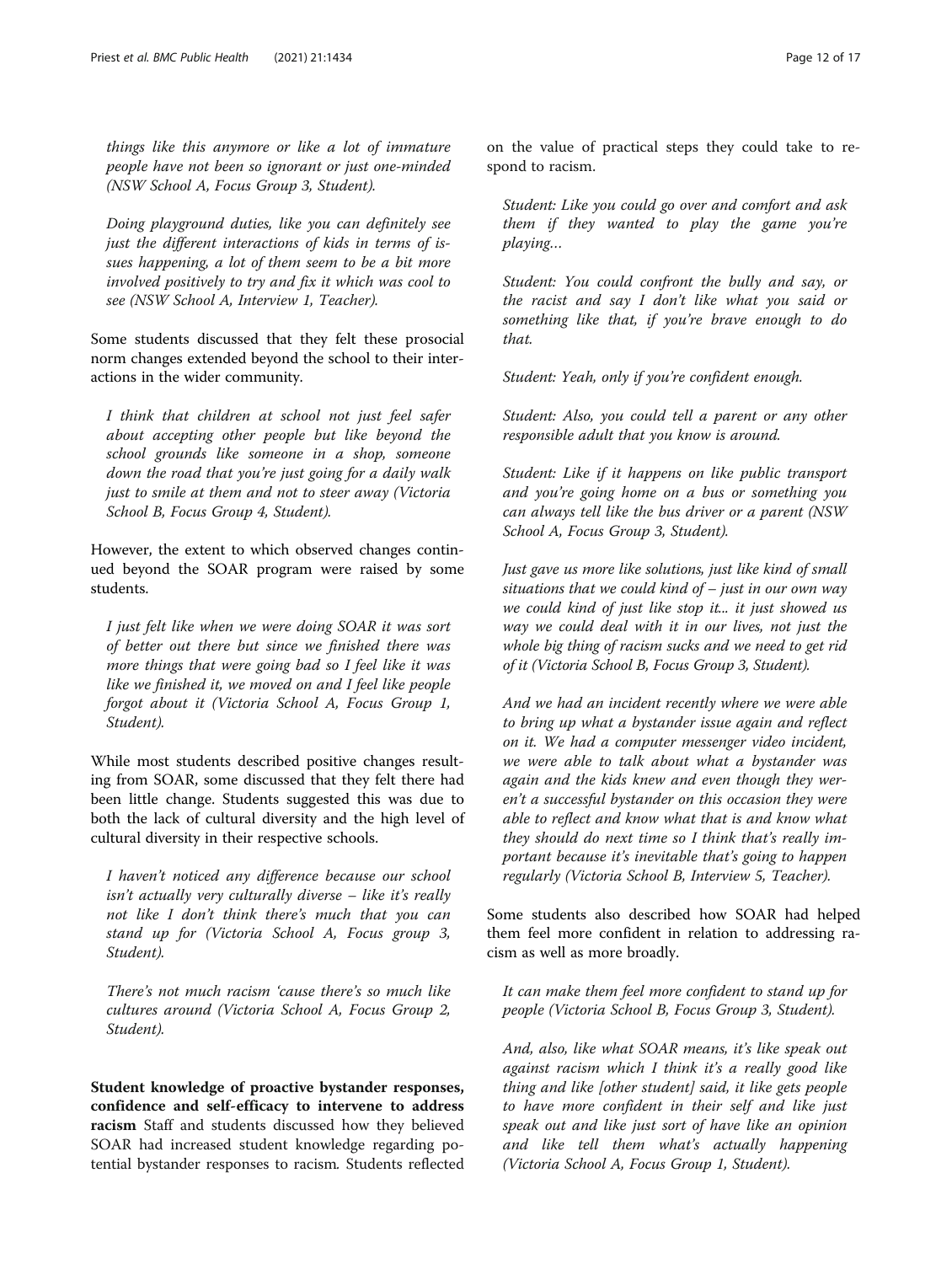*things like this anymore or like a lot of immature people have not been so ignorant or just one-minded (NSW School A, Focus Group 3, Student).*

*Doing playground duties, like you can definitely see just the different interactions of kids in terms of issues happening, a lot of them seem to be a bit more involved positively to try and fix it which was cool to see (NSW School A, Interview 1, Teacher).*

Some students discussed that they felt these prosocial norm changes extended beyond the school to their interactions in the wider community.

*I think that children at school not just feel safer about accepting other people but like beyond the school grounds like someone in a shop, someone down the road that you're just going for a daily walk just to smile at them and not to steer away (Victoria School B, Focus Group 4, Student).*

However, the extent to which observed changes continued beyond the SOAR program were raised by some students.

*I just felt like when we were doing SOAR it was sort of better out there but since we finished there was more things that were going bad so I feel like it was like we finished it, we moved on and I feel like people forgot about it (Victoria School A, Focus Group 1, Student).*

While most students described positive changes resulting from SOAR, some discussed that they felt there had been little change. Students suggested this was due to both the lack of cultural diversity and the high level of cultural diversity in their respective schools.

*I haven't noticed any difference because our school isn't actually very culturally diverse – like it's really not like I don't think there's much that you can stand up for (Victoria School A, Focus group 3, Student).*

*There's not much racism 'cause there's so much like cultures around (Victoria School A, Focus Group 2, Student).*

**Student knowledge of proactive bystander responses, confidence and self-efficacy to intervene to address racism** Staff and students discussed how they believed SOAR had increased student knowledge regarding potential bystander responses to racism. Students reflected on the value of practical steps they could take to respond to racism.

*Student: Like you could go over and comfort and ask them if they wanted to play the game you're playing…*

*Student: You could confront the bully and say, or the racist and say I don't like what you said or something like that, if you're brave enough to do that.*

*Student: Yeah, only if you're confident enough.*

*Student: Also, you could tell a parent or any other responsible adult that you know is around.*

*Student: Like if it happens on like public transport and you're going home on a bus or something you can always tell like the bus driver or a parent (NSW School A, Focus Group 3, Student).*

*Just gave us more like solutions, just like kind of small situations that we could kind of – just in our own way we could kind of just like stop it... it just showed us way we could deal with it in our lives, not just the whole big thing of racism sucks and we need to get rid of it (Victoria School B, Focus Group 3, Student).*

*And we had an incident recently where we were able to bring up what a bystander issue again and reflect on it. We had a computer messenger video incident, we were able to talk about what a bystander was again and the kids knew and even though they weren't a successful bystander on this occasion they were able to reflect and know what that is and know what they should do next time so I think that's really important because it's inevitable that's going to happen regularly (Victoria School B, Interview 5, Teacher).*

Some students also described how SOAR had helped them feel more confident in relation to addressing racism as well as more broadly.

*It can make them feel more confident to stand up for people (Victoria School B, Focus Group 3, Student).*

*And, also, like what SOAR means, it's like speak out against racism which I think it's a really good like thing and like [other student] said, it like gets people to have more confident in their self and like just speak out and like just sort of have like an opinion and like tell them what's actually happening (Victoria School A, Focus Group 1, Student).*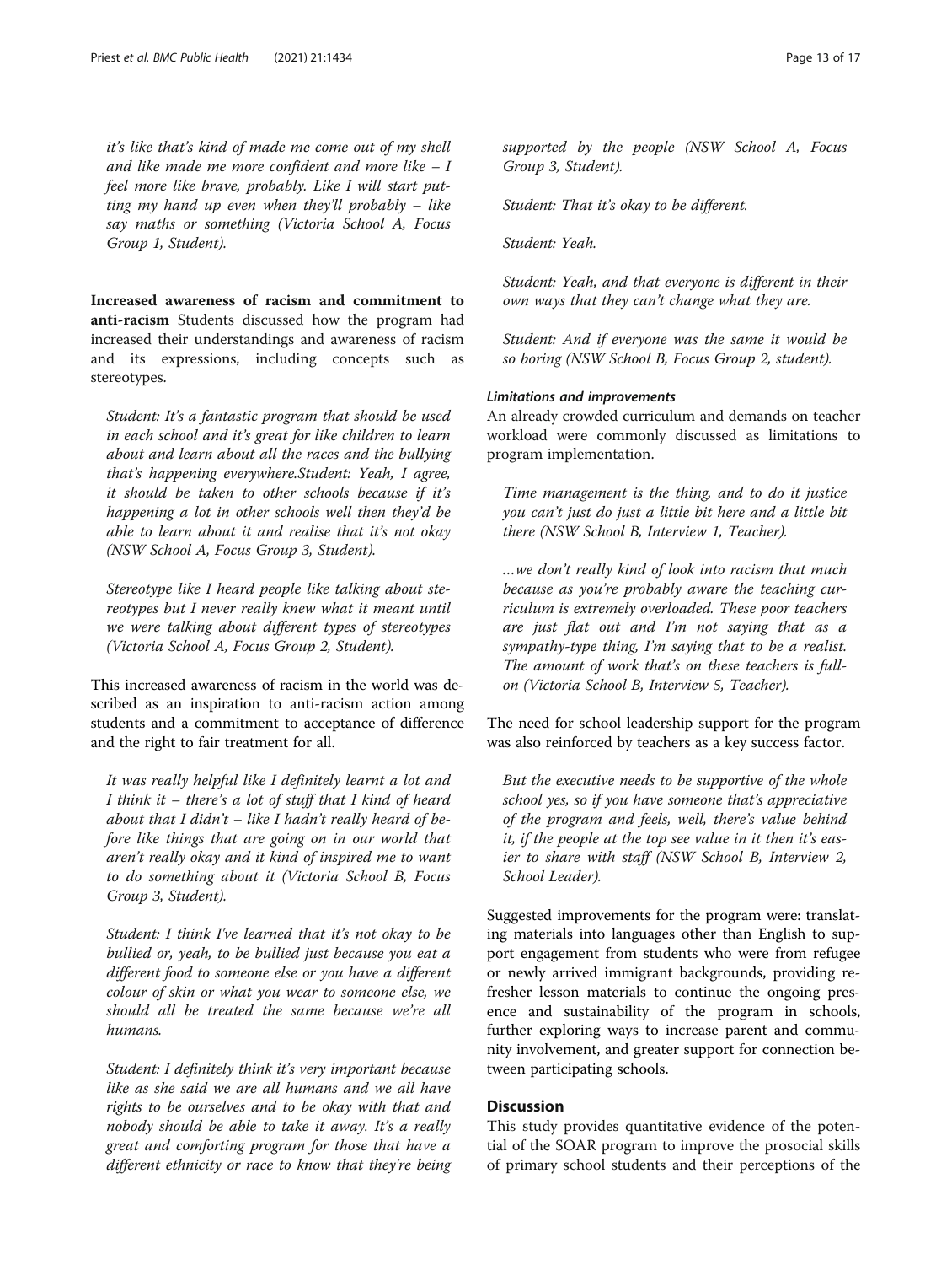*it's like that's kind of made me come out of my shell and like made me more confident and more like – I feel more like brave, probably. Like I will start putting my hand up even when they'll probably – like say maths or something (Victoria School A, Focus Group 1, Student).*

**Increased awareness of racism and commitment to anti-racism** Students discussed how the program had increased their understandings and awareness of racism and its expressions, including concepts such as stereotypes.

*Student: It's a fantastic program that should be used in each school and it's great for like children to learn about and learn about all the races and the bullying that's happening everywhere.Student: Yeah, I agree, it should be taken to other schools because if it's happening a lot in other schools well then they'd be able to learn about it and realise that it's not okay (NSW School A, Focus Group 3, Student).*

*Stereotype like I heard people like talking about stereotypes but I never really knew what it meant until we were talking about different types of stereotypes (Victoria School A, Focus Group 2, Student).*

This increased awareness of racism in the world was described as an inspiration to anti-racism action among students and a commitment to acceptance of difference and the right to fair treatment for all.

*It was really helpful like I definitely learnt a lot and I think it – there's a lot of stuff that I kind of heard about that I didn't – like I hadn't really heard of before like things that are going on in our world that aren't really okay and it kind of inspired me to want to do something about it (Victoria School B, Focus Group 3, Student).*

*Student: I think I've learned that it's not okay to be bullied or, yeah, to be bullied just because you eat a different food to someone else or you have a different colour of skin or what you wear to someone else, we should all be treated the same because we're all humans.*

*Student: I definitely think it's very important because like as she said we are all humans and we all have rights to be ourselves and to be okay with that and nobody should be able to take it away. It's a really great and comforting program for those that have a different ethnicity or race to know that they're being supported by the people (NSW School A, Focus Group 3, Student).*

*Student: That it's okay to be different.*

*Student: Yeah.*

*Student: Yeah, and that everyone is different in their own ways that they can't change what they are.*

*Student: And if everyone was the same it would be so boring (NSW School B, Focus Group 2, student).*

#### Limitations and improvements

An already crowded curriculum and demands on teacher workload were commonly discussed as limitations to program implementation.

*Time management is the thing, and to do it justice you can't just do just a little bit here and a little bit there (NSW School B, Interview 1, Teacher).*

*…we don't really kind of look into racism that much because as you're probably aware the teaching curriculum is extremely overloaded. These poor teachers are just flat out and I'm not saying that as a sympathy-type thing, I'm saying that to be a realist. The amount of work that's on these teachers is full-on (Victoria School B, Interview 5, Teacher).*

The need for school leadership support for the program was also reinforced by teachers as a key success factor.

*But the executive needs to be supportive of the whole school yes, so if you have someone that's appreciative of the program and feels, well, there's value behind it, if the people at the top see value in it then it's easier to share with staff (NSW School B, Interview 2, School Leader).*

Suggested improvements for the program were: translating materials into languages other than English to support engagement from students who were from refugee or newly arrived immigrant backgrounds, providing refresher lesson materials to continue the ongoing presence and sustainability of the program in schools, further exploring ways to increase parent and community involvement, and greater support for connection between participating schools.

## Discussion

This study provides quantitative evidence of the potential of the SOAR program to improve the prosocial skills of primary school students and their perceptions of the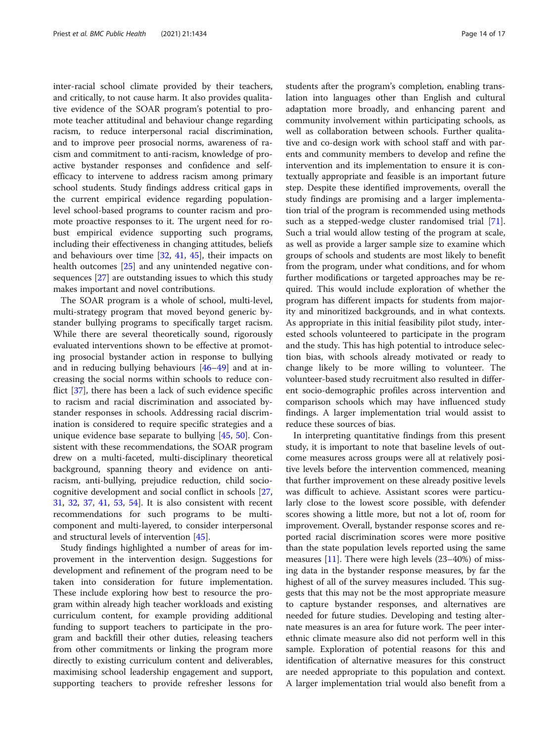inter-racial school climate provided by their teachers, and critically, to not cause harm. It also provides qualitative evidence of the SOAR program's potential to promote teacher attitudinal and behaviour change regarding racism, to reduce interpersonal racial discrimination, and to improve peer prosocial norms, awareness of racism and commitment to anti-racism, knowledge of proactive bystander responses and confidence and self-efficacy to intervene to address racism among primary school students. Study findings address critical gaps in the current empirical evidence regarding population-level school-based programs to counter racism and promote proactive responses to it. The urgent need for robust empirical evidence supporting such programs, including their effectiveness in changing attitudes, beliefs and behaviours over time [32, 41, 45], their impacts on health outcomes [25] and any unintended negative consequences [27] are outstanding issues to which this study makes important and novel contributions.

The SOAR program is a whole of school, multi-level, multi-strategy program that moved beyond generic bystander bullying programs to specifically target racism. While there are several theoretically sound, rigorously evaluated interventions shown to be effective at promoting prosocial bystander action in response to bullying and in reducing bullying behaviours [46–49] and at increasing the social norms within schools to reduce conflict [37], there has been a lack of such evidence specific to racism and racial discrimination and associated bystander responses in schools. Addressing racial discrimination is considered to require specific strategies and a unique evidence base separate to bullying [45, 50]. Consistent with these recommendations, the SOAR program drew on a multi-faceted, multi-disciplinary theoretical background, spanning theory and evidence on anti-racism, anti-bullying, prejudice reduction, child socio-cognitive development and social conflict in schools [27, 31, 32, 37, 41, 53, 54]. It is also consistent with recent recommendations for such programs to be multi-component and multi-layered, to consider interpersonal and structural levels of intervention [45].

Study findings highlighted a number of areas for improvement in the intervention design. Suggestions for development and refinement of the program need to be taken into consideration for future implementation. These include exploring how best to resource the program within already high teacher workloads and existing curriculum content, for example providing additional funding to support teachers to participate in the program and backfill their other duties, releasing teachers from other commitments or linking the program more directly to existing curriculum content and deliverables, maximising school leadership engagement and support, supporting teachers to provide refresher lessons for students after the program's completion, enabling translation into languages other than English and cultural adaptation more broadly, and enhancing parent and community involvement within participating schools, as well as collaboration between schools. Further qualitative and co-design work with school staff and with parents and community members to develop and refine the intervention and its implementation to ensure it is contextually appropriate and feasible is an important future step. Despite these identified improvements, overall the study findings are promising and a larger implementation trial of the program is recommended using methods such as a stepped-wedge cluster randomised trial [71]. Such a trial would allow testing of the program at scale, as well as provide a larger sample size to examine which groups of schools and students are most likely to benefit from the program, under what conditions, and for whom further modifications or targeted approaches may be required. This would include exploration of whether the program has different impacts for students from majority and minoritized backgrounds, and in what contexts. As appropriate in this initial feasibility pilot study, interested schools volunteered to participate in the program and the study. This has high potential to introduce selection bias, with schools already motivated or ready to change likely to be more willing to volunteer. The volunteer-based study recruitment also resulted in different socio-demographic profiles across intervention and comparison schools which may have influenced study findings. A larger implementation trial would assist to reduce these sources of bias.

In interpreting quantitative findings from this present study, it is important to note that baseline levels of outcome measures across groups were all at relatively positive levels before the intervention commenced, meaning that further improvement on these already positive levels was difficult to achieve. Assistant scores were particularly close to the lowest score possible, with defender scores showing a little more, but not a lot of, room for improvement. Overall, bystander response scores and reported racial discrimination scores were more positive than the state population levels reported using the same measures [11]. There were high levels (23–40%) of missing data in the bystander response measures, by far the highest of all of the survey measures included. This suggests that this may not be the most appropriate measure to capture bystander responses, and alternatives are needed for future studies. Developing and testing alternate measures is an area for future work. The peer inter-ethnic climate measure also did not perform well in this sample. Exploration of potential reasons for this and identification of alternative measures for this construct are needed appropriate to this population and context. A larger implementation trial would also benefit from a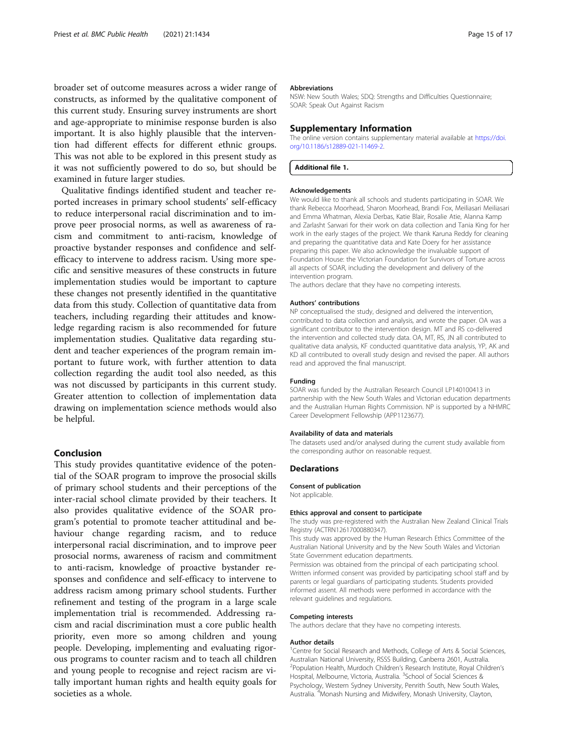broader set of outcome measures across a wider range of constructs, as informed by the qualitative component of this current study. Ensuring survey instruments are short and age-appropriate to minimise response burden is also important. It is also highly plausible that the intervention had different effects for different ethnic groups. This was not able to be explored in this present study as it was not sufficiently powered to do so, but should be examined in future larger studies.

Qualitative findings identified student and teacher reported increases in primary school students' self-efficacy to reduce interpersonal racial discrimination and to improve peer prosocial norms, as well as awareness of racism and commitment to anti-racism, knowledge of proactive bystander responses and confidence and self-efficacy to intervene to address racism. Using more specific and sensitive measures of these constructs in future implementation studies would be important to capture these changes not presently identified in the quantitative data from this study. Collection of quantitative data from teachers, including regarding their attitudes and knowledge regarding racism is also recommended for future implementation studies. Qualitative data regarding student and teacher experiences of the program remain important to future work, with further attention to data collection regarding the audit tool also needed, as this was not discussed by participants in this current study. Greater attention to collection of implementation data drawing on implementation science methods would also be helpful.

## Conclusion

This study provides quantitative evidence of the potential of the SOAR program to improve the prosocial skills of primary school students and their perceptions of the inter-racial school climate provided by their teachers. It also provides qualitative evidence of the SOAR program's potential to promote teacher attitudinal and behaviour change regarding racism, and to reduce interpersonal racial discrimination, and to improve peer prosocial norms, awareness of racism and commitment to anti-racism, knowledge of proactive bystander responses and confidence and self-efficacy to intervene to address racism among primary school students. Further refinement and testing of the program in a large scale implementation trial is recommended. Addressing racism and racial discrimination must a core public health priority, even more so among children and young people. Developing, implementing and evaluating rigorous programs to counter racism and to teach all children and young people to recognise and reject racism are vitally important human rights and health equity goals for societies as a whole.

### Abbreviations

NSW: New South Wales; SDQ: Strengths and Difficulties Questionnaire; SOAR: Speak Out Against Racism

## Supplementary Information

The online version contains supplementary material available at https://doi.org/10.1186/s12889-021-11469-2.

**Additional file 1.**

### Acknowledgements

We would like to thank all schools and students participating in SOAR. We thank Rebecca Moorhead, Sharon Moorhead, Brandi Fox, Meiliasari Meiliasari and Emma Whatman, Alexia Derbas, Katie Blair, Rosalie Atie, Alanna Kamp and Zarlasht Sarwari for their work on data collection and Tania King for her work in the early stages of the project. We thank Karuna Reddy for cleaning and preparing the quantitative data and Kate Doery for her assistance preparing this paper. We also acknowledge the invaluable support of Foundation House: the Victorian Foundation for Survivors of Torture across all aspects of SOAR, including the development and delivery of the intervention program.

The authors declare that they have no competing interests.

### Authors' contributions

NP conceptualised the study, designed and delivered the intervention, contributed to data collection and analysis, and wrote the paper. OA was a significant contributor to the intervention design. MT and RS co-delivered the intervention and collected study data. OA, MT, RS, JN all contributed to qualitative data analysis, KF conducted quantitative data analysis, YP, AK and KD all contributed to overall study design and revised the paper. All authors read and approved the final manuscript.

### Funding

SOAR was funded by the Australian Research Council LP140100413 in partnership with the New South Wales and Victorian education departments and the Australian Human Rights Commission. NP is supported by a NHMRC Career Development Fellowship (APP1123677).

### Availability of data and materials

The datasets used and/or analysed during the current study available from the corresponding author on reasonable request.

## Declarations

### Consent of publication

Not applicable.

### Ethics approval and consent to participate

The study was pre-registered with the Australian New Zealand Clinical Trials Registry (ACTRN12617000880347).

This study was approved by the Human Research Ethics Committee of the Australian National University and by the New South Wales and Victorian State Government education departments.

Permission was obtained from the principal of each participating school. Written informed consent was provided by participating school staff and by parents or legal guardians of participating students. Students provided informed assent. All methods were performed in accordance with the relevant guidelines and regulations.

### Competing interests

The authors declare that they have no competing interests.

### Author details

[1]Centre for Social Research and Methods, College of Arts & Social Sciences, Australian National University, RSSS Building, Canberra 2601, Australia. [2]Population Health, Murdoch Children's Research Institute, Royal Children's Hospital, Melbourne, Victoria, Australia. [3]School of Social Sciences & Psychology, Western Sydney University, Penrith South, New South Wales, Australia. [4]Monash Nursing and Midwifery, Monash University, Clayton,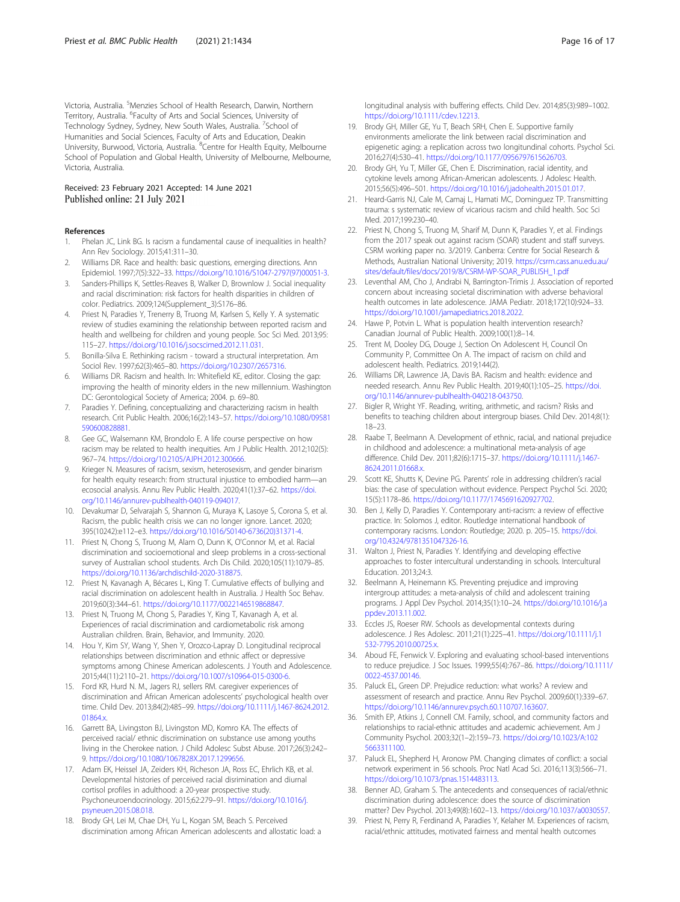Victoria, Australia. [5]Menzies School of Health Research, Darwin, Northern Territory, Australia. [6]Faculty of Arts and Social Sciences, University of Technology Sydney, Sydney, New South Wales, Australia. [7]School of Humanities and Social Sciences, Faculty of Arts and Education, Deakin University, Burwood, Victoria, Australia. [8]Centre for Health Equity, Melbourne School of Population and Global Health, University of Melbourne, Melbourne, Victoria, Australia.

Received: 23 February 2021 Accepted: 14 June 2021
Published online: 21 July 2021

## References

1. Phelan JC, Link BG. Is racism a fundamental cause of inequalities in health? Ann Rev Sociology. 2015;41:311–30.
2. Williams DR. Race and health: basic questions, emerging directions. Ann Epidemiol. 1997;7(5):322–33. https://doi.org/10.1016/S1047-2797(97)00051-3.
3. Sanders-Phillips K, Settles-Reaves B, Walker D, Brownlow J. Social inequality and racial discrimination: risk factors for health disparities in children of color. Pediatrics. 2009;124(Supplement_3):S176–86.
4. Priest N, Paradies Y, Trenerry B, Truong M, Karlsen S, Kelly Y. A systematic review of studies examining the relationship between reported racism and health and wellbeing for children and young people. Soc Sci Med. 2013;95: 115–27. https://doi.org/10.1016/j.socscimed.2012.11.031.
5. Bonilla-Silva E. Rethinking racism - toward a structural interpretation. Am Sociol Rev. 1997;62(3):465–80. https://doi.org/10.2307/2657316.
6. Williams DR. Racism and health. In: Whitefield KE, editor. Closing the gap: improving the health of minority elders in the new millennium. Washington DC: Gerontological Society of America; 2004. p. 69–80.
7. Paradies Y. Defining, conceptualizing and characterizing racism in health research. Crit Public Health. 2006;16(2):143–57. https://doi.org/10.1080/09581590600828881.
8. Gee GC, Walsemann KM, Brondolo E. A life course perspective on how racism may be related to health inequities. Am J Public Health. 2012;102(5): 967–74. https://doi.org/10.2105/AJPH.2012.300666.
9. Krieger N. Measures of racism, sexism, heterosexism, and gender binarism for health equity research: from structural injustice to embodied harm—an ecosocial analysis. Annu Rev Public Health. 2020;41(1):37–62. https://doi.org/10.1146/annurev-publhealth-040119-094017.
10. Devakumar D, Selvarajah S, Shannon G, Muraya K, Lasoye S, Corona S, et al. Racism, the public health crisis we can no longer ignore. Lancet. 2020; 395(10242):e112–e3. https://doi.org/10.1016/S0140-6736(20)31371-4.
11. Priest N, Chong S, Truong M, Alam O, Dunn K, O'Connor M, et al. Racial discrimination and socioemotional and sleep problems in a cross-sectional survey of Australian school students. Arch Dis Child. 2020;105(11):1079–85. https://doi.org/10.1136/archdischild-2020-318875.
12. Priest N, Kavanagh A, Bécares L, King T. Cumulative effects of bullying and racial discrimination on adolescent health in Australia. J Health Soc Behav. 2019;60(3):344–61. https://doi.org/10.1177/0022146519868847.
13. Priest N, Truong M, Chong S, Paradies Y, King T, Kavanagh A, et al. Experiences of racial discrimination and cardiometabolic risk among Australian children. Brain, Behavior, and Immunity. 2020.
14. Hou Y, Kim SY, Wang Y, Shen Y, Orozco-Lapray D. Longitudinal reciprocal relationships between discrimination and ethnic affect or depressive symptoms among Chinese American adolescents. J Youth and Adolescence. 2015;44(11):2110–21. https://doi.org/10.1007/s10964-015-0300-6.
15. Ford KR, Hurd N. M., Jagers RJ, sellers RM. caregiver experiences of discrimination and African American adolescents' psychological health over time. Child Dev. 2013;84(2):485–99. https://doi.org/10.1111/j.1467-8624.2012.01864.x.
16. Garrett BA, Livingston BJ, Livingston MD, Komro KA. The effects of perceived racial/ ethnic discrimination on substance use among youths living in the Cherokee nation. J Child Adolesc Subst Abuse. 2017;26(3):242–9. https://doi.org/10.1080/1067828X.2017.1299656.
17. Adam EK, Heissel JA, Zeiders KH, Richeson JA, Ross EC, Ehrlich KB, et al. Developmental histories of perceived racial discrimination and diurnal cortisol profiles in adulthood: a 20-year prospective study. Psychoneuroendocrinology. 2015;62:279–91. https://doi.org/10.1016/j.psyneuen.2015.08.018.
18. Brody GH, Lei M, Chae DH, Yu L, Kogan SM, Beach S. Perceived discrimination among African American adolescents and allostatic load: a longitudinal analysis with buffering effects. Child Dev. 2014;85(3):989–1002. https://doi.org/10.1111/cdev.12213.
19. Brody GH, Miller GE, Yu T, Beach SRH, Chen E. Supportive family environments ameliorate the link between racial discrimination and epigenetic aging: a replication across two longitudinal cohorts. Psychol Sci. 2016;27(4):530–41. https://doi.org/10.1177/0956797615626703.
20. Brody GH, Yu T, Miller GE, Chen E. Discrimination, racial identity, and cytokine levels among African-American adolescents. J Adolesc Health. 2015;56(5):496–501. https://doi.org/10.1016/j.jadohealth.2015.01.017.
21. Heard-Garris NJ, Cale M, Camaj L, Hamati MC, Dominguez TP. Transmitting trauma: s systematic review of vicarious racism and child health. Soc Sci Med. 2017;199:230–40.
22. Priest N, Chong S, Truong M, Sharif M, Dunn K, Paradies Y, et al. Findings from the 2017 speak out against racism (SOAR) student and staff surveys. CSRM working paper no. 3/2019. Canberra: Centre for Social Research & Methods, Australian National University; 2019. https://csrm.cass.anu.edu.au/sites/default/files/docs/2019/8/CSRM-WP-SOAR_PUBLISH_1.pdf
23. Leventhal AM, Cho J, Andrabi N, Barrington-Trimis J. Association of reported concern about increasing societal discrimination with adverse behavioral health outcomes in late adolescence. JAMA Pediatr. 2018;172(10):924–33. https://doi.org/10.1001/jamapediatrics.2018.2022.
24. Hawe P, Potvin L. What is population health intervention research? Canadian Journal of Public Health. 2009;100(1):8–14.
25. Trent M, Dooley DG, Douge J, Section On Adolescent H, Council On Community P, Committee On A. The impact of racism on child and adolescent health. Pediatrics. 2019;144(2).
26. Williams DR, Lawrence JA, Davis BA. Racism and health: evidence and needed research. Annu Rev Public Health. 2019;40(1):105–25. https://doi.org/10.1146/annurev-publhealth-040218-043750.
27. Bigler R, Wright YF. Reading, writing, arithmetic, and racism? Risks and benefits to teaching children about intergroup biases. Child Dev. 2014;8(1): 18–23.
28. Raabe T, Beelmann A. Development of ethnic, racial, and national prejudice in childhood and adolescence: a multinational meta-analysis of age difference. Child Dev. 2011;82(6):1715–37. https://doi.org/10.1111/j.1467-8624.2011.01668.x.
29. Scott KE, Shutts K, Devine PG. Parents' role in addressing children's racial bias: the case of speculation without evidence. Perspect Psychol Sci. 2020; 15(5):1178–86. https://doi.org/10.1177/1745691620927702.
30. Ben J, Kelly D, Paradies Y. Contemporary anti-racism: a review of effective practice. In: Solomos J, editor. Routledge international handbook of contemporary racisms. London: Routledge; 2020. p. 205–15. https://doi.org/10.4324/9781351047326-16.
31. Walton J, Priest N, Paradies Y. Identifying and developing effective approaches to foster intercultural understanding in schools. Intercultural Education. 2013;24:3.
32. Beelmann A, Heinemann KS. Preventing prejudice and improving intergroup attitudes: a meta-analysis of child and adolescent training programs. J Appl Dev Psychol. 2014;35(1):10–24. https://doi.org/10.1016/j.appdev.2013.11.002.
33. Eccles JS, Roeser RW. Schools as developmental contexts during adolescence. J Res Adolesc. 2011;21(1):225–41. https://doi.org/10.1111/j.1532-7795.2010.00725.x.
34. Aboud FE, Fenwick V. Exploring and evaluating school-based interventions to reduce prejudice. J Soc Issues. 1999;55(4):767–86. https://doi.org/10.1111/0022-4537.00146.
35. Paluck EL, Green DP. Prejudice reduction: what works? A review and assessment of research and practice. Annu Rev Psychol. 2009;60(1):339–67. https://doi.org/10.1146/annurev.psych.60.110707.163607.
36. Smith EP, Atkins J, Connell CM. Family, school, and community factors and relationships to racial-ethnic attitudes and academic achievement. Am J Community Psychol. 2003;32(1–2):159–73. https://doi.org/10.1023/A:1025663311100.
37. Paluck EL, Shepherd H, Aronow PM. Changing climates of conflict: a social network experiment in 56 schools. Proc Natl Acad Sci. 2016;113(3):566–71. https://doi.org/10.1073/pnas.1514483113.
38. Benner AD, Graham S. The antecedents and consequences of racial/ethnic discrimination during adolescence: does the source of discrimination matter? Dev Psychol. 2013;49(8):1602–13. https://doi.org/10.1037/a0030557.
39. Priest N, Perry R, Ferdinand A, Paradies Y, Kelaher M. Experiences of racism, racial/ethnic attitudes, motivated fairness and mental health outcomes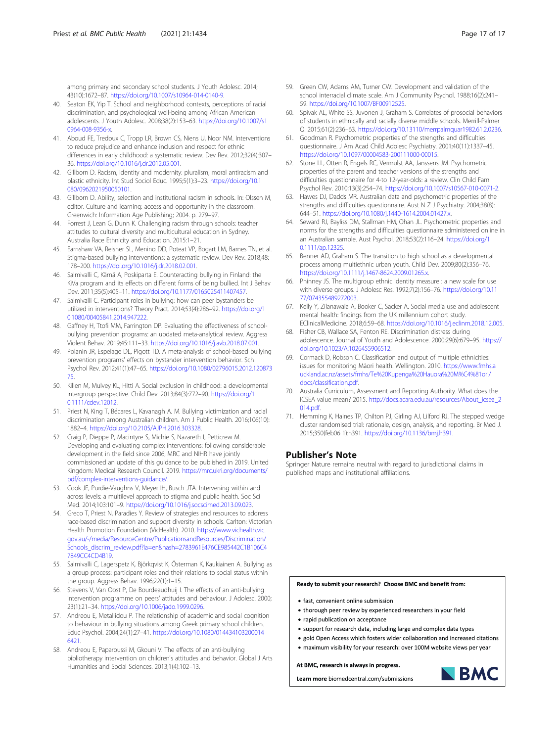among primary and secondary school students. J Youth Adolesc. 2014; 43(10):1672–87. https://doi.org/10.1007/s10964-014-0140-9.

40. Seaton EK, Yip T. School and neighborhood contexts, perceptions of racial discrimination, and psychological well-being among African American adolescents. J Youth Adolesc. 2008;38(2):153–63. https://doi.org/10.1007/s10964-008-9356-x.
41. Aboud FE, Tredoux C, Tropp LR, Brown CS, Niens U, Noor NM. Interventions to reduce prejudice and enhance inclusion and respect for ethnic differences in early childhood: a systematic review. Dev Rev. 2012;32(4):307–36. https://doi.org/10.1016/j.dr.2012.05.001.
42. Gillborn D. Racism, identity and modernity: pluralism, moral antiracism and plastic ethnicity. Int Stud Sociol Educ. 1995;5(1):3–23. https://doi.org/10.1080/0962021950050101.
43. Gillborn D. Ability, selection and institutional racism in schools. In: Olssen M, editor. Culture and learning: access and opportunity in the classroom. Greenwich: Information Age Publishing; 2004. p. 279–97.
44. Forrest J, Lean G, Dunn K. Challenging racism through schools: teacher attitudes to cultural diversity and multicultural education in Sydney. Australia Race Ethnicity and Education. 2015:1–21.
45. Earnshaw VA, Reisner SL, Menino DD, Poteat VP, Bogart LM, Barnes TN, et al. Stigma-based bullying interventions: a systematic review. Dev Rev. 2018;48:178–200. https://doi.org/10.1016/j.dr.2018.02.001.
46. Salmivalli C, Kärnä A, Poskiparta E. Counteracting bullying in Finland: the KiVa program and its effects on different forms of being bullied. Int J Behav Dev. 2011;35(5):405–11. https://doi.org/10.1177/0165025411407457.
47. Salmivalli C. Participant roles in bullying: how can peer bystanders be utilized in interventions? Theory Pract. 2014;53(4):286–92. https://doi.org/10.1080/00405841.2014.947222.
48. Gaffney H, Ttofi MM, Farrington DP. Evaluating the effectiveness of school-bullying prevention programs: an updated meta-analytical review. Aggress Violent Behav. 2019;45:111–33. https://doi.org/10.1016/j.avb.2018.07.001.
49. Polanin JR, Espelage DL, Pigott TD. A meta-analysis of school-based bullying prevention programs' effects on bystander intervention behavior. Sch Psychol Rev. 2012;41(1):47–65. https://doi.org/10.1080/02796015.2012.12087375.
50. Killen M, Mulvey KL, Hitti A. Social exclusion in childhood: a developmental intergroup perspective. Child Dev. 2013;84(3):772–90. https://doi.org/10.1111/cdev.12012.
51. Priest N, King T, Bécares L, Kavanagh A. M. Bullying victimization and racial discrimination among Australian children. Am J Public Health. 2016;106(10):1882–4. https://doi.org/10.2105/AJPH.2016.303328.
52. Craig P, Dieppe P, Macintyre S, Michie S, Nazareth I, Petticrew M. Developing and evaluating complex interventions: following considerable development in the field since 2006, MRC and NIHR have jointly commissioned an update of this guidance to be published in 2019. United Kingdom: Medical Research Council. 2019. https://mrc.ukri.org/documents/pdf/complex-interventions-guidance/.
53. Cook JE, Purdie-Vaughns V, Meyer IH, Busch JTA. Intervening within and across levels: a multilevel approach to stigma and public health. Soc Sci Med. 2014;103:101–9. https://doi.org/10.1016/j.socscimed.2013.09.023.
54. Greco T, Priest N, Paradies Y. Review of strategies and resources to address race-based discrimination and support diversity in schools. Carlton: Victorian Health Promotion Foundation (VicHealth). 2010. https://www.vichealth.vic.gov.au/-/media/ResourceCentre/PublicationsandResources/Discrimination/Schools_discrim_review.pdf?la=en&hash=2783961E476CE985442C1B106C47849CC4CD4B19.
55. Salmivalli C, Lagerspetz K, Björkqvist K, Österman K, Kaukiainen A. Bullying as a group process: participant roles and their relations to social status within the group. Aggress Behav. 1996;22(1):1–15.
56. Stevens V, Van Oost P, De Bourdeaudhuij I. The effects of an anti-bullying intervention programme on peers' attitudes and behaviour. J Adolesc. 2000;23(1):21–34. https://doi.org/10.1006/jado.1999.0296.
57. Andreou E, Metallidou P. The relationship of academic and social cognition to behaviour in bullying situations among Greek primary school children. Educ Psychol. 2004;24(1):27–41. https://doi.org/10.1080/0144341032000146421.
58. Andreou E, Paparoussi M, Gkouni V. The effects of an anti-bullying bibliotherapy intervention on children's attitudes and behavior. Global J Arts Humanities and Social Sciences. 2013;1(4):102–13.
59. Green CW, Adams AM, Turner CW. Development and validation of the school interracial climate scale. Am J Community Psychol. 1988;16(2):241–59. https://doi.org/10.1007/BF00912525.
60. Spivak AL, White SS, Juvonen J, Graham S. Correlates of prosocial behaviors of students in ethnically and racially diverse middle schools. Merrill-Palmer Q. 2015;61(2):236–63. https://doi.org/10.13110/merrpalmquar1982.61.2.0236.
61. Goodman R. Psychometric properties of the strengths and difficulties questionnaire. J Am Acad Child Adolesc Psychiatry. 2001;40(11):1337–45. https://doi.org/10.1097/00004583-200111000-00015.
62. Stone LL, Otten R, Engels RC, Vermulst AA, Janssens JM. Psychometric properties of the parent and teacher versions of the strengths and difficulties questionnaire for 4-to 12-year-olds: a review. Clin Child Fam Psychol Rev. 2010;13(3):254–74. https://doi.org/10.1007/s10567-010-0071-2.
63. Hawes DJ, Dadds MR. Australian data and psychometric properties of the strengths and difficulties questionnaire. Aust N Z J Psychiatry. 2004;38(8):644–51. https://doi.org/10.1080/j.1440-1614.2004.01427.x.
64. Seward RJ, Bayliss DM, Stallman HM, Ohan JL. Psychometric properties and norms for the strengths and difficulties questionnaire sdministered online in an Australian sample. Aust Psychol. 2018;53(2):116–24. https://doi.org/10.1111/ap.12325.
65. Benner AD, Graham S. The transition to high school as a developmental process among multiethnic urban youth. Child Dev. 2009;80(2):356–76. https://doi.org/10.1111/j.1467-8624.2009.01265.x.
66. Phinney JS. The multigroup ethnic identity measure : a new scale for use with diverse groups. J Adolesc Res. 1992;7(2):156–76. https://doi.org/10.1177/074355489272003.
67. Kelly Y, Zilanawala A, Booker C, Sacker A. Social media use and adolescent mental health: findings from the UK millennium cohort study. EClinicalMedicine. 2018;6:59–68. https://doi.org/10.1016/j.eclinm.2018.12.005.
68. Fisher CB, Wallace SA, Fenton RE. Discrimination distress during adolescence. Journal of Youth and Adolescence. 2000;29(6):679–95. https://doi.org/10.1023/A:1026455906512.
69. Cormack D, Robson C. Classification and output of multiple ethnicities: issues for monitoring Māori health. Wellington. 2010. https://www.fmhs.auckland.ac.nz/assets/fmhs/Te%20Kupenga%20Hauora%20M%C4%81ori/docs/classification.pdf.
70. Australia Curriculum, Assessment and Reporting Authority. What does the ICSEA value mean? 2015. http://docs.acara.edu.au/resources/About_icsea_2014.pdf.
71. Hemming K, Haines TP, Chilton PJ, Girling AJ, Lilford RJ. The stepped wedge cluster randomised trial: rationale, design, analysis, and reporting. Br Med J. 2015;350(feb06 1):h391. https://doi.org/10.1136/bmj.h391.

## Publisher's Note

Springer Nature remains neutral with regard to jurisdictional claims in published maps and institutional affiliations.

**Ready to submit your research? Choose BMC and benefit from:**

- fast, convenient online submission
- thorough peer review by experienced researchers in your field
- rapid publication on acceptance
- support for research data, including large and complex data types
- gold Open Access which fosters wider collaboration and increased citations
- maximum visibility for your research: over 100M website views per year

**At BMC, research is always in progress.**

**Learn more** biomedcentral.com/submissions

BMC